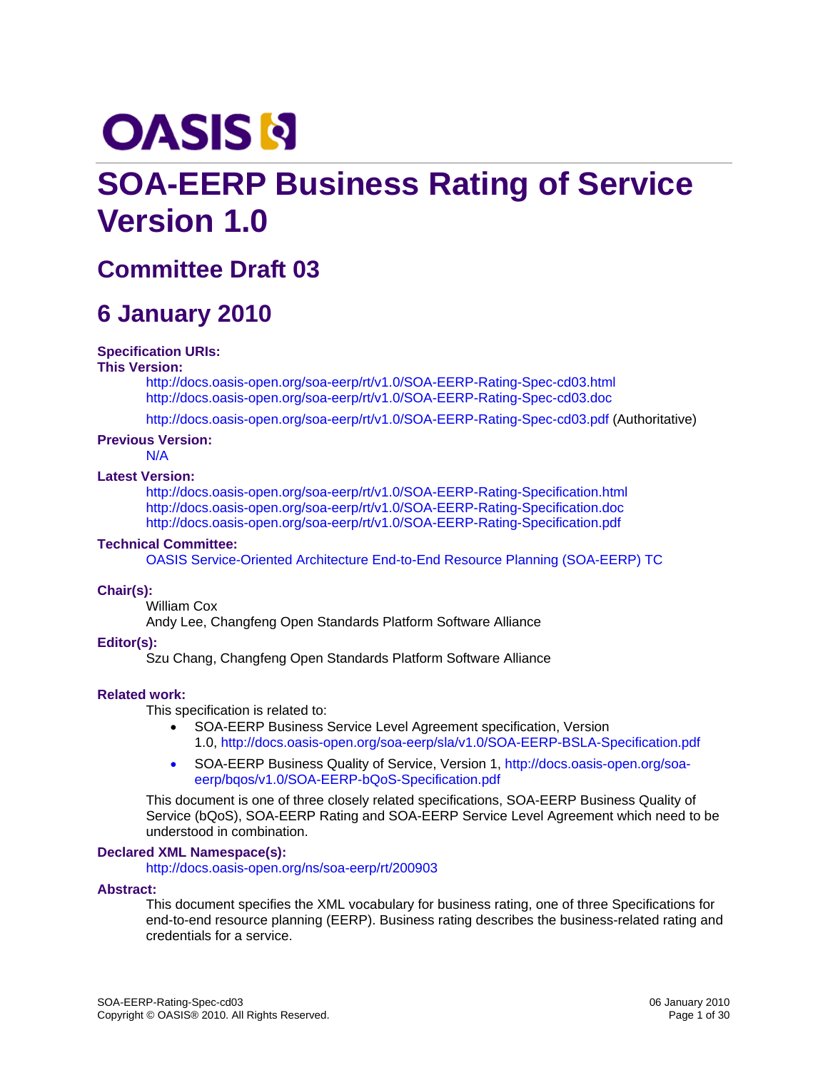# SOA-EERP Business Rating of Service Version 1.0

## Committee Draft 03

## 6 January 2010

**Specification URIs:**

**This Version:**

http://docs.oasis-open.org/soa-eerp/rt/v1.0/SOA-EERP-Rating-Spec-cd03.html
http://docs.oasis-open.org/soa-eerp/rt/v1.0/SOA-EERP-Rating-Spec-cd03.doc
http://docs.oasis-open.org/soa-eerp/rt/v1.0/SOA-EERP-Rating-Spec-cd03.pdf (Authoritative)

**Previous Version:**

N/A

**Latest Version:**

http://docs.oasis-open.org/soa-eerp/rt/v1.0/SOA-EERP-Rating-Specification.html
http://docs.oasis-open.org/soa-eerp/rt/v1.0/SOA-EERP-Rating-Specification.doc
http://docs.oasis-open.org/soa-eerp/rt/v1.0/SOA-EERP-Rating-Specification.pdf

**Technical Committee:**

OASIS Service-Oriented Architecture End-to-End Resource Planning (SOA-EERP) TC

**Chair(s):**

William Cox
Andy Lee, Changfeng Open Standards Platform Software Alliance

**Editor(s):**

Szu Chang, Changfeng Open Standards Platform Software Alliance

**Related work:**

This specification is related to:

- SOA-EERP Business Service Level Agreement specification, Version 1.0, http://docs.oasis-open.org/soa-eerp/sla/v1.0/SOA-EERP-BSLA-Specification.pdf
- SOA-EERP Business Quality of Service, Version 1, http://docs.oasis-open.org/soa-eerp/bqos/v1.0/SOA-EERP-bQoS-Specification.pdf

This document is one of three closely related specifications, SOA-EERP Business Quality of Service (bQoS), SOA-EERP Rating and SOA-EERP Service Level Agreement which need to be understood in combination.

**Declared XML Namespace(s):**

http://docs.oasis-open.org/ns/soa-eerp/rt/200903

**Abstract:**

This document specifies the XML vocabulary for business rating, one of three Specifications for end-to-end resource planning (EERP). Business rating describes the business-related rating and credentials for a service.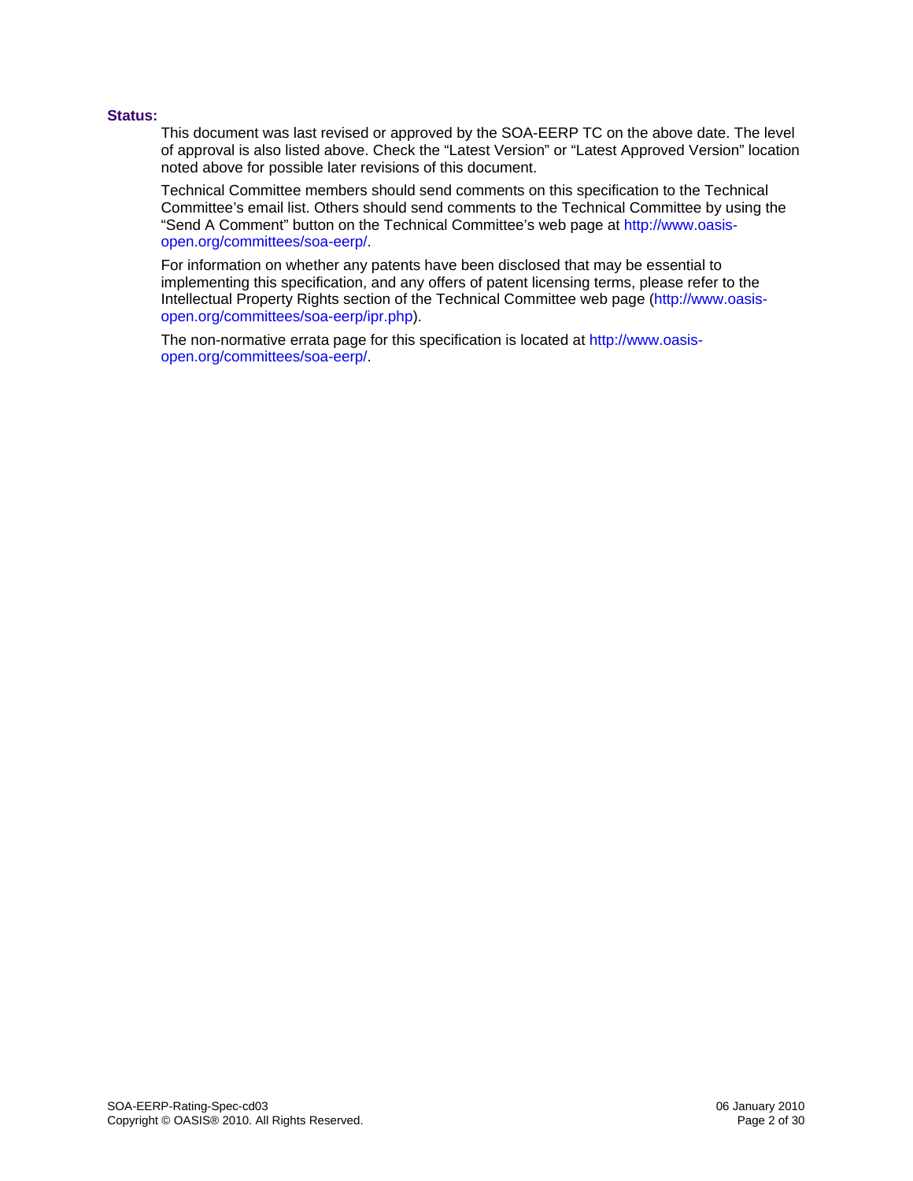**Status:**

This document was last revised or approved by the SOA-EERP TC on the above date. The level of approval is also listed above. Check the “Latest Version” or “Latest Approved Version” location noted above for possible later revisions of this document.

Technical Committee members should send comments on this specification to the Technical Committee’s email list. Others should send comments to the Technical Committee by using the “Send A Comment” button on the Technical Committee’s web page at http://www.oasis-open.org/committees/soa-eerp/.

For information on whether any patents have been disclosed that may be essential to implementing this specification, and any offers of patent licensing terms, please refer to the Intellectual Property Rights section of the Technical Committee web page (http://www.oasis-open.org/committees/soa-eerp/ipr.php).

The non-normative errata page for this specification is located at http://www.oasis-open.org/committees/soa-eerp/.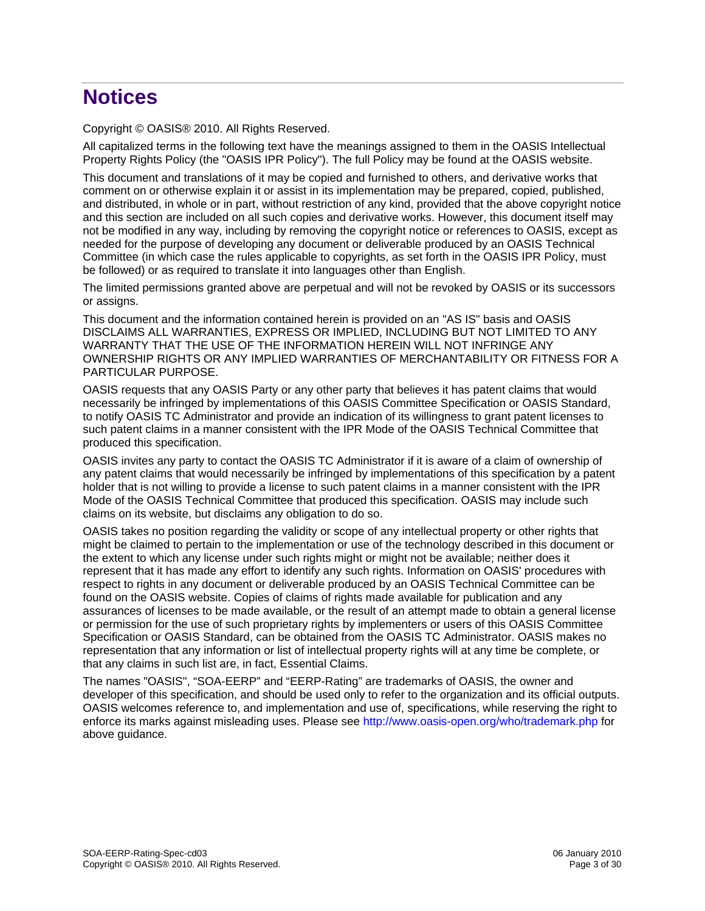# Notices

Copyright © OASIS® 2010. All Rights Reserved.

All capitalized terms in the following text have the meanings assigned to them in the OASIS Intellectual Property Rights Policy (the "OASIS IPR Policy"). The full Policy may be found at the OASIS website.

This document and translations of it may be copied and furnished to others, and derivative works that comment on or otherwise explain it or assist in its implementation may be prepared, copied, published, and distributed, in whole or in part, without restriction of any kind, provided that the above copyright notice and this section are included on all such copies and derivative works. However, this document itself may not be modified in any way, including by removing the copyright notice or references to OASIS, except as needed for the purpose of developing any document or deliverable produced by an OASIS Technical Committee (in which case the rules applicable to copyrights, as set forth in the OASIS IPR Policy, must be followed) or as required to translate it into languages other than English.

The limited permissions granted above are perpetual and will not be revoked by OASIS or its successors or assigns.

This document and the information contained herein is provided on an "AS IS" basis and OASIS DISCLAIMS ALL WARRANTIES, EXPRESS OR IMPLIED, INCLUDING BUT NOT LIMITED TO ANY WARRANTY THAT THE USE OF THE INFORMATION HEREIN WILL NOT INFRINGE ANY OWNERSHIP RIGHTS OR ANY IMPLIED WARRANTIES OF MERCHANTABILITY OR FITNESS FOR A PARTICULAR PURPOSE.

OASIS requests that any OASIS Party or any other party that believes it has patent claims that would necessarily be infringed by implementations of this OASIS Committee Specification or OASIS Standard, to notify OASIS TC Administrator and provide an indication of its willingness to grant patent licenses to such patent claims in a manner consistent with the IPR Mode of the OASIS Technical Committee that produced this specification.

OASIS invites any party to contact the OASIS TC Administrator if it is aware of a claim of ownership of any patent claims that would necessarily be infringed by implementations of this specification by a patent holder that is not willing to provide a license to such patent claims in a manner consistent with the IPR Mode of the OASIS Technical Committee that produced this specification. OASIS may include such claims on its website, but disclaims any obligation to do so.

OASIS takes no position regarding the validity or scope of any intellectual property or other rights that might be claimed to pertain to the implementation or use of the technology described in this document or the extent to which any license under such rights might or might not be available; neither does it represent that it has made any effort to identify any such rights. Information on OASIS' procedures with respect to rights in any document or deliverable produced by an OASIS Technical Committee can be found on the OASIS website. Copies of claims of rights made available for publication and any assurances of licenses to be made available, or the result of an attempt made to obtain a general license or permission for the use of such proprietary rights by implementers or users of this OASIS Committee Specification or OASIS Standard, can be obtained from the OASIS TC Administrator. OASIS makes no representation that any information or list of intellectual property rights will at any time be complete, or that any claims in such list are, in fact, Essential Claims.

The names "OASIS", "SOA-EERP" and "EERP-Rating" are trademarks of OASIS, the owner and developer of this specification, and should be used only to refer to the organization and its official outputs. OASIS welcomes reference to, and implementation and use of, specifications, while reserving the right to enforce its marks against misleading uses. Please see http://www.oasis-open.org/who/trademark.php for above guidance.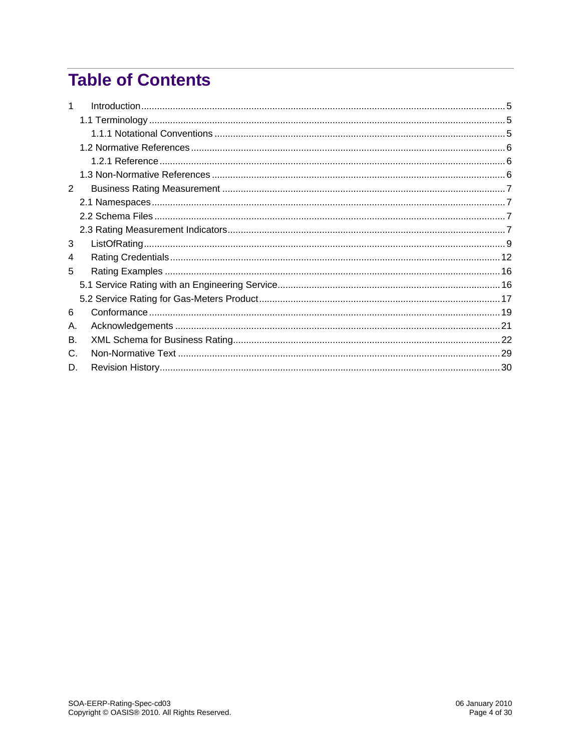# Table of Contents

1 Introduction ........................................................................ 5
  1.1 Terminology ........................................................................ 5
    1.1.1 Notational Conventions ........................................................................ 5
  1.2 Normative References ........................................................................ 6
    1.2.1 Reference ........................................................................ 6
  1.3 Non-Normative References ........................................................................ 6
2 Business Rating Measurement ........................................................................ 7
  2.1 Namespaces ........................................................................ 7
  2.2 Schema Files ........................................................................ 7
  2.3 Rating Measurement Indicators ........................................................................ 7
3 ListOfRating ........................................................................ 9
4 Rating Credentials ........................................................................ 12
5 Rating Examples ........................................................................ 16
  5.1 Service Rating with an Engineering Service ........................................................................ 16
  5.2 Service Rating for Gas-Meters Product ........................................................................ 17
6 Conformance ........................................................................ 19
A. Acknowledgements ........................................................................ 21
B. XML Schema for Business Rating ........................................................................ 22
C. Non-Normative Text ........................................................................ 29
D. Revision History ........................................................................ 30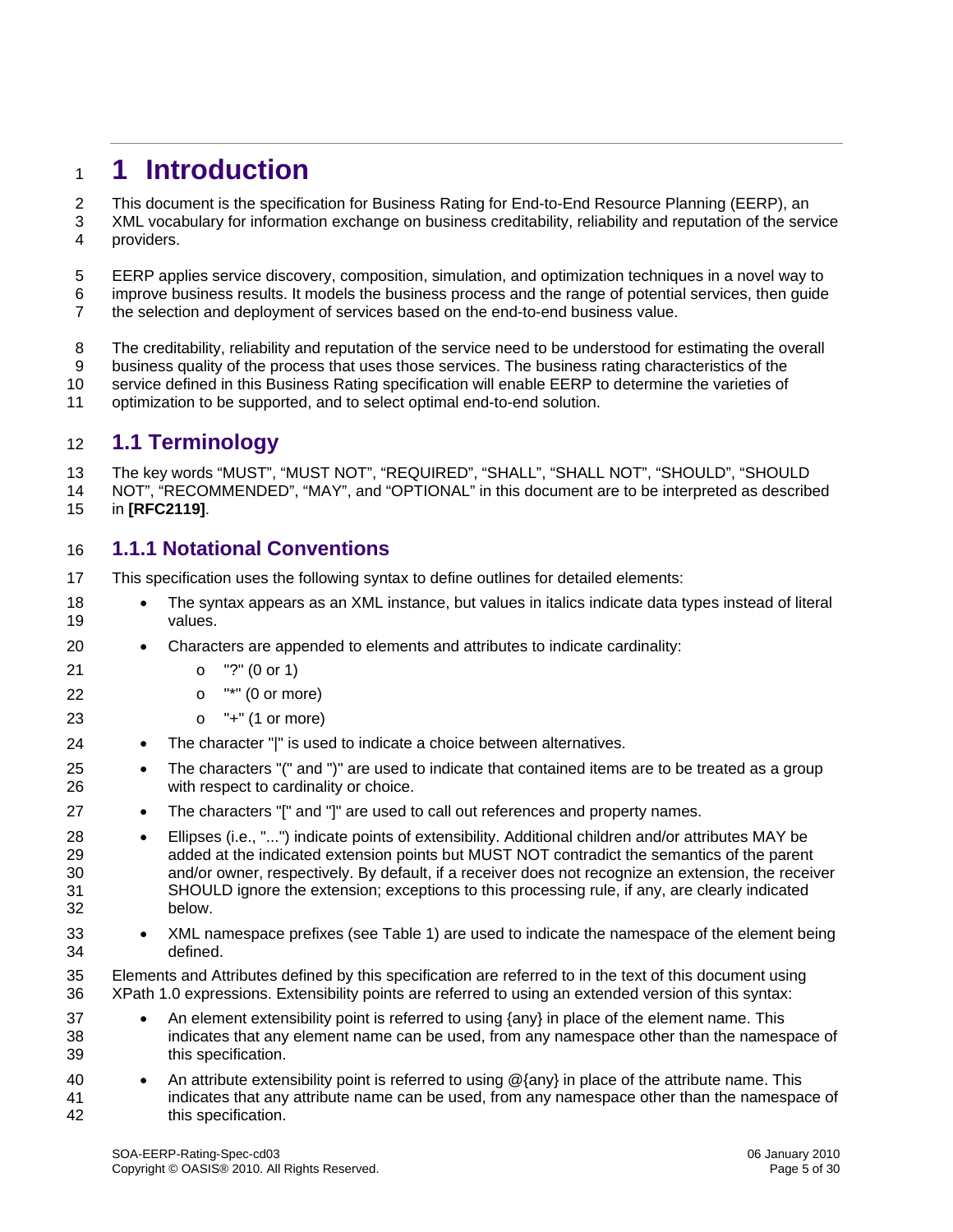# 1 Introduction

This document is the specification for Business Rating for End-to-End Resource Planning (EERP), an XML vocabulary for information exchange on business creditability, reliability and reputation of the service providers.

EERP applies service discovery, composition, simulation, and optimization techniques in a novel way to improve business results. It models the business process and the range of potential services, then guide the selection and deployment of services based on the end-to-end business value.

The creditability, reliability and reputation of the service need to be understood for estimating the overall business quality of the process that uses those services. The business rating characteristics of the service defined in this Business Rating specification will enable EERP to determine the varieties of optimization to be supported, and to select optimal end-to-end solution.

## 1.1 Terminology

The key words “MUST”, “MUST NOT”, “REQUIRED”, “SHALL”, “SHALL NOT”, “SHOULD”, “SHOULD NOT”, “RECOMMENDED”, “MAY”, and “OPTIONAL” in this document are to be interpreted as described in **[RFC2119]**.

### 1.1.1 Notational Conventions

This specification uses the following syntax to define outlines for detailed elements:

- The syntax appears as an XML instance, but values in italics indicate data types instead of literal values.
- Characters are appended to elements and attributes to indicate cardinality:
  - "?" (0 or 1)
  - "*" (0 or more)
  - "+" (1 or more)
- The character "|" is used to indicate a choice between alternatives.
- The characters "(" and ")" are used to indicate that contained items are to be treated as a group with respect to cardinality or choice.
- The characters "[" and "]" are used to call out references and property names.
- Ellipses (i.e., "...") indicate points of extensibility. Additional children and/or attributes MAY be added at the indicated extension points but MUST NOT contradict the semantics of the parent and/or owner, respectively. By default, if a receiver does not recognize an extension, the receiver SHOULD ignore the extension; exceptions to this processing rule, if any, are clearly indicated below.
- XML namespace prefixes (see Table 1) are used to indicate the namespace of the element being defined.

Elements and Attributes defined by this specification are referred to in the text of this document using XPath 1.0 expressions. Extensibility points are referred to using an extended version of this syntax:

- An element extensibility point is referred to using {any} in place of the element name. This indicates that any element name can be used, from any namespace other than the namespace of this specification.
- An attribute extensibility point is referred to using @{any} in place of the attribute name. This indicates that any attribute name can be used, from any namespace other than the namespace of this specification.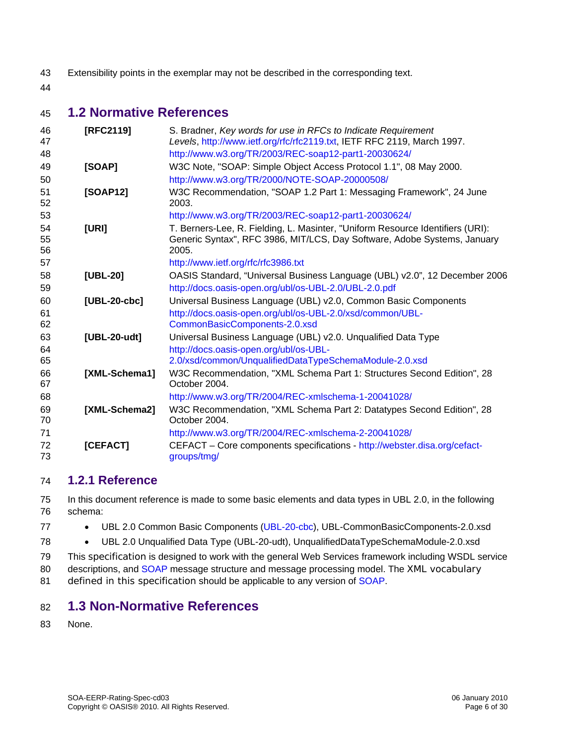Extensibility points in the exemplar may not be described in the corresponding text.

## 1.2 Normative References

| | |
|---|---|
| **[RFC2119]** | S. Bradner, *Key words for use in RFCs to Indicate Requirement Levels*, http://www.ietf.org/rfc/rfc2119.txt, IETF RFC 2119, March 1997. http://www.w3.org/TR/2003/REC-soap12-part1-20030624/ |
| **[SOAP]** | W3C Note, "SOAP: Simple Object Access Protocol 1.1", 08 May 2000. http://www.w3.org/TR/2000/NOTE-SOAP-20000508/ |
| **[SOAP12]** | W3C Recommendation, "SOAP 1.2 Part 1: Messaging Framework", 24 June 2003. http://www.w3.org/TR/2003/REC-soap12-part1-20030624/ |
| **[URI]** | T. Berners-Lee, R. Fielding, L. Masinter, "Uniform Resource Identifiers (URI): Generic Syntax", RFC 3986, MIT/LCS, Day Software, Adobe Systems, January 2005. http://www.ietf.org/rfc/rfc3986.txt |
| **[UBL-20]** | OASIS Standard, "Universal Business Language (UBL) v2.0", 12 December 2006 http://docs.oasis-open.org/ubl/os-UBL-2.0/UBL-2.0.pdf |
| **[UBL-20-cbc]** | Universal Business Language (UBL) v2.0, Common Basic Components http://docs.oasis-open.org/ubl/os-UBL-2.0/xsd/common/UBL-CommonBasicComponents-2.0.xsd |
| **[UBL-20-udt]** | Universal Business Language (UBL) v2.0. Unqualified Data Type http://docs.oasis-open.org/ubl/os-UBL-2.0/xsd/common/UnqualifiedDataTypeSchemaModule-2.0.xsd |
| **[XML-Schema1]** | W3C Recommendation, "XML Schema Part 1: Structures Second Edition", 28 October 2004. http://www.w3.org/TR/2004/REC-xmlschema-1-20041028/ |
| **[XML-Schema2]** | W3C Recommendation, "XML Schema Part 2: Datatypes Second Edition", 28 October 2004. http://www.w3.org/TR/2004/REC-xmlschema-2-20041028/ |
| **[CEFACT]** | CEFACT – Core components specifications - http://webster.disa.org/cefact-groups/tmg/ |

### 1.2.1 Reference

In this document reference is made to some basic elements and data types in UBL 2.0, in the following schema:

- UBL 2.0 Common Basic Components (UBL-20-cbc), UBL-CommonBasicComponents-2.0.xsd
- UBL 2.0 Unqualified Data Type (UBL-20-udt), UnqualifiedDataTypeSchemaModule-2.0.xsd

This specification is designed to work with the general Web Services framework including WSDL service descriptions, and SOAP message structure and message processing model. The XML vocabulary defined in this specification should be applicable to any version of SOAP.

## 1.3 Non-Normative References

None.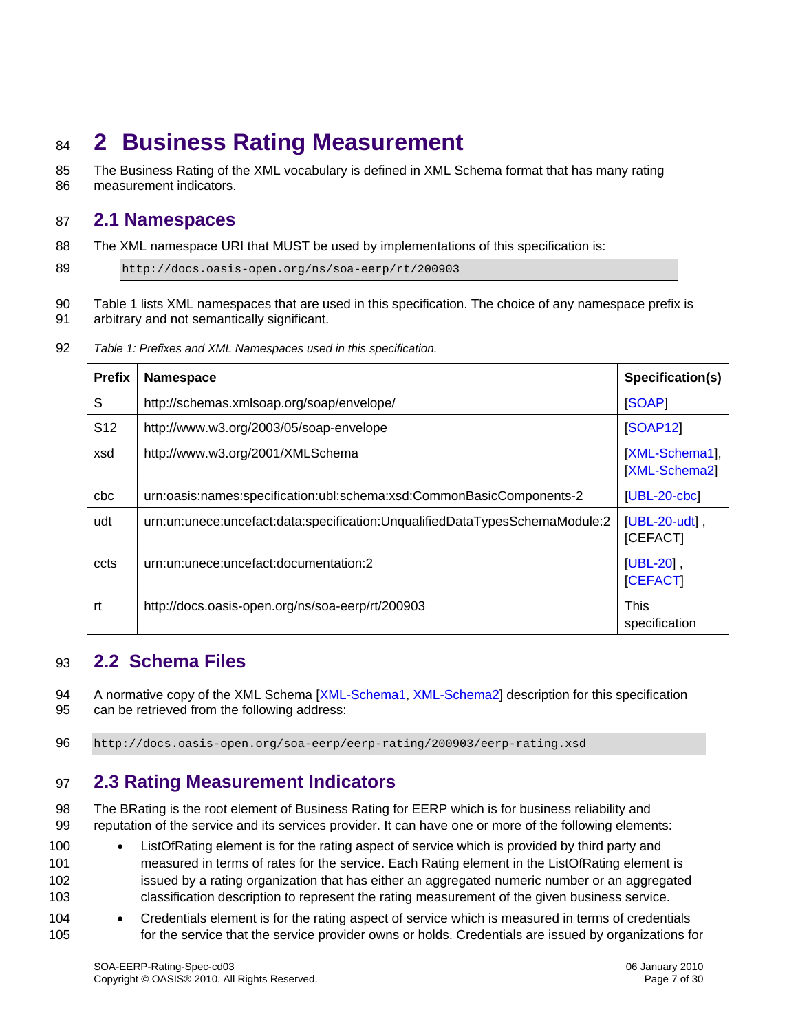# 2 Business Rating Measurement

The Business Rating of the XML vocabulary is defined in XML Schema format that has many rating measurement indicators.

## 2.1 Namespaces

The XML namespace URI that MUST be used by implementations of this specification is:

```
http://docs.oasis-open.org/ns/soa-eerp/rt/200903
```

Table 1 lists XML namespaces that are used in this specification. The choice of any namespace prefix is arbitrary and not semantically significant.

*Table 1: Prefixes and XML Namespaces used in this specification.*

| Prefix | Namespace | Specification(s) |
|---|---|---|
| S | http://schemas.xmlsoap.org/soap/envelope/ | [SOAP] |
| S12 | http://www.w3.org/2003/05/soap-envelope | [SOAP12] |
| xsd | http://www.w3.org/2001/XMLSchema | [XML-Schema1], [XML-Schema2] |
| cbc | urn:oasis:names:specification:ubl:schema:xsd:CommonBasicComponents-2 | [UBL-20-cbc] |
| udt | urn:un:unece:uncefact:data:specification:UnqualifiedDataTypesSchemaModule:2 | [UBL-20-udt] , [CEFACT] |
| ccts | urn:un:unece:uncefact:documentation:2 | [UBL-20] , [CEFACT] |
| rt | http://docs.oasis-open.org/ns/soa-eerp/rt/200903 | This specification |

## 2.2 Schema Files

A normative copy of the XML Schema [XML-Schema1, XML-Schema2] description for this specification can be retrieved from the following address:

```
http://docs.oasis-open.org/soa-eerp/eerp-rating/200903/eerp-rating.xsd
```

## 2.3 Rating Measurement Indicators

The BRating is the root element of Business Rating for EERP which is for business reliability and reputation of the service and its services provider. It can have one or more of the following elements:

- ListOfRating element is for the rating aspect of service which is provided by third party and measured in terms of rates for the service. Each Rating element in the ListOfRating element is issued by a rating organization that has either an aggregated numeric number or an aggregated classification description to represent the rating measurement of the given business service.
- Credentials element is for the rating aspect of service which is measured in terms of credentials for the service that the service provider owns or holds. Credentials are issued by organizations for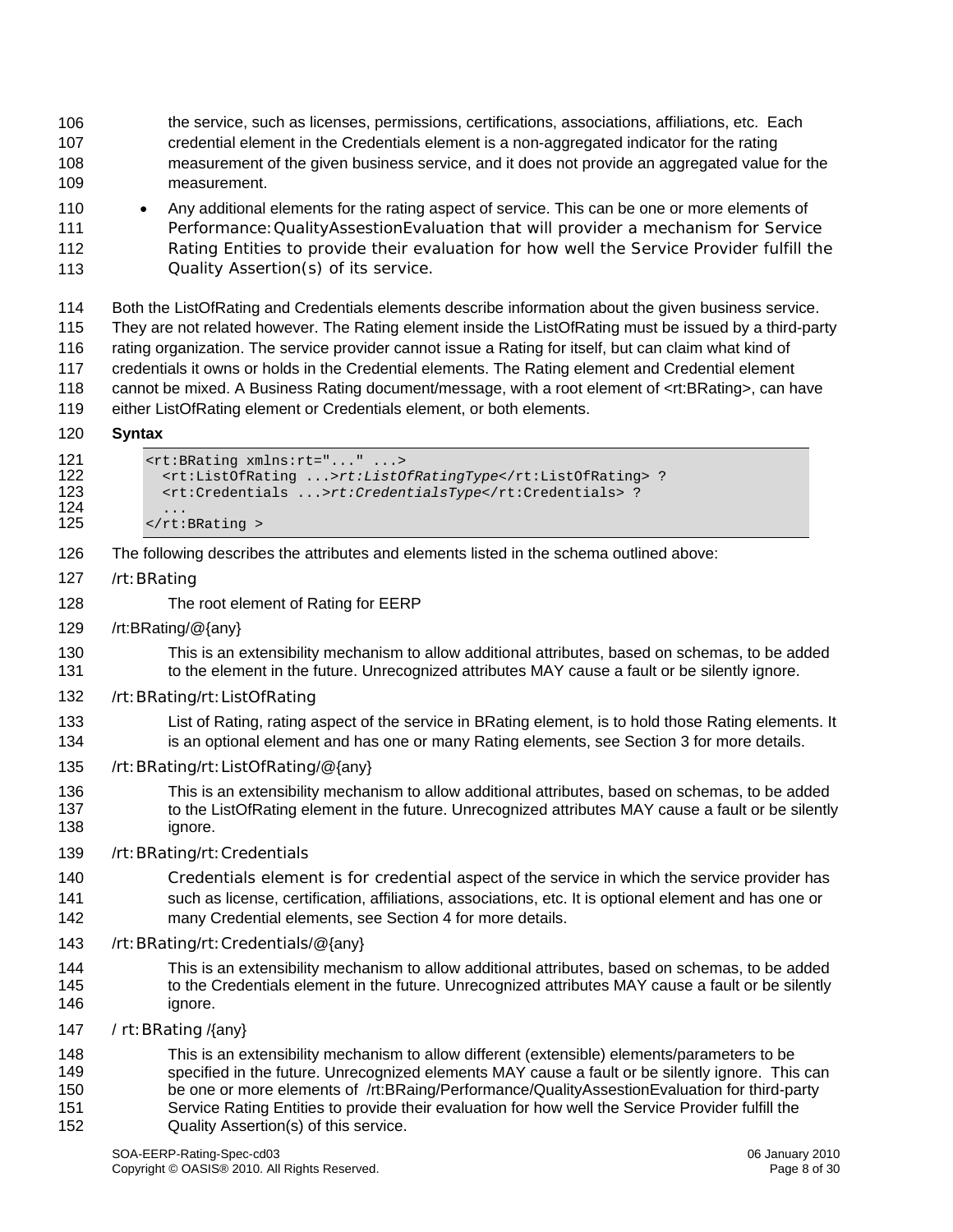the service, such as licenses, permissions, certifications, associations, affiliations, etc. Each credential element in the Credentials element is a non-aggregated indicator for the rating measurement of the given business service, and it does not provide an aggregated value for the measurement.

- Any additional elements for the rating aspect of service. This can be one or more elements of Performance:QualityAssestionEvaluation that will provider a mechanism for Service Rating Entities to provide their evaluation for how well the Service Provider fulfill the Quality Assertion(s) of its service.

Both the ListOfRating and Credentials elements describe information about the given business service. They are not related however. The Rating element inside the ListOfRating must be issued by a third-party rating organization. The service provider cannot issue a Rating for itself, but can claim what kind of credentials it owns or holds in the Credential elements. The Rating element and Credential element cannot be mixed. A Business Rating document/message, with a root element of <rt:BRating>, can have either ListOfRating element or Credentials element, or both elements.

**Syntax**

```
<rt:BRating xmlns:rt="..." ...>
  <rt:ListOfRating ...>rt:ListOfRatingType</rt:ListOfRating> ?
  <rt:Credentials ...>rt:CredentialsType</rt:Credentials> ?
  ...
</rt:BRating >
```

The following describes the attributes and elements listed in the schema outlined above:

/rt:BRating

The root element of Rating for EERP

/rt:BRating/@{any}

This is an extensibility mechanism to allow additional attributes, based on schemas, to be added to the element in the future. Unrecognized attributes MAY cause a fault or be silently ignore.

/rt:BRating/rt:ListOfRating

List of Rating, rating aspect of the service in BRating element, is to hold those Rating elements. It is an optional element and has one or many Rating elements, see Section 3 for more details.

/rt:BRating/rt:ListOfRating/@{any}

This is an extensibility mechanism to allow additional attributes, based on schemas, to be added to the ListOfRating element in the future. Unrecognized attributes MAY cause a fault or be silently ignore.

/rt:BRating/rt:Credentials

Credentials element is for credential aspect of the service in which the service provider has such as license, certification, affiliations, associations, etc. It is optional element and has one or many Credential elements, see Section 4 for more details.

/rt:BRating/rt:Credentials/@{any}

This is an extensibility mechanism to allow additional attributes, based on schemas, to be added to the Credentials element in the future. Unrecognized attributes MAY cause a fault or be silently ignore.

/ rt:BRating /{any}

This is an extensibility mechanism to allow different (extensible) elements/parameters to be specified in the future. Unrecognized elements MAY cause a fault or be silently ignore. This can be one or more elements of /rt:BRaing/Performance/QualityAssestionEvaluation for third-party Service Rating Entities to provide their evaluation for how well the Service Provider fulfill the Quality Assertion(s) of this service.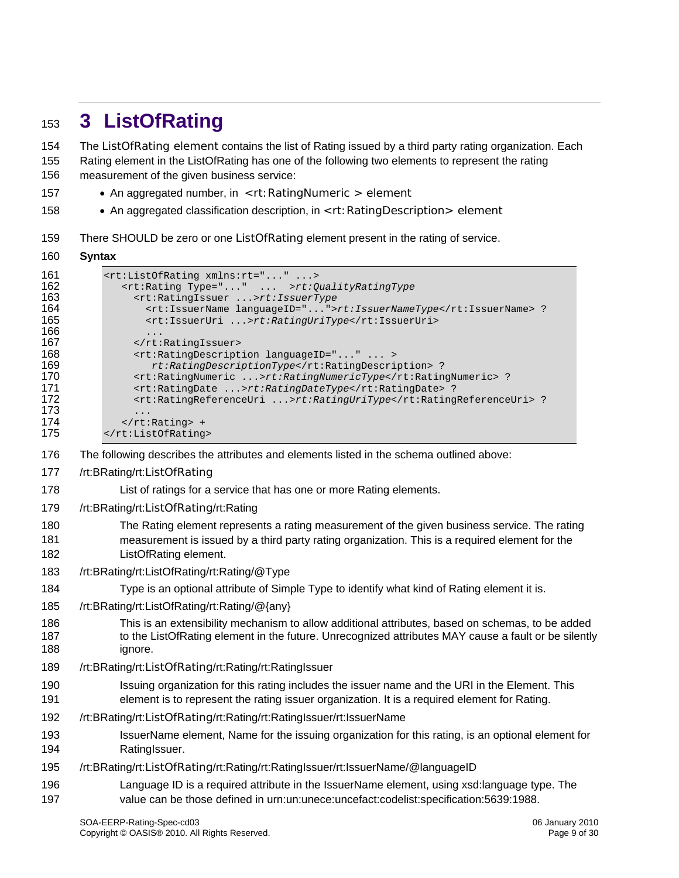# 3 ListOfRating

The ListOfRating element contains the list of Rating issued by a third party rating organization. Each Rating element in the ListOfRating has one of the following two elements to represent the rating measurement of the given business service:

- An aggregated number, in <rt:RatingNumeric > element
- An aggregated classification description, in <rt:RatingDescription> element

There SHOULD be zero or one ListOfRating element present in the rating of service.

**Syntax**

```
<rt:ListOfRating xmlns:rt="..." ...>
   <rt:Rating Type="..."  ...  >rt:QualityRatingType
     <rt:RatingIssuer ...>rt:IssuerType
       <rt:IssuerName languageID="...">rt:IssuerNameType</rt:IssuerName> ?
       <rt:IssuerUri ...>rt:RatingUriType</rt:IssuerUri>
       ...
     </rt:RatingIssuer>
     <rt:RatingDescription languageID="..." ... >
        rt:RatingDescriptionType</rt:RatingDescription> ?
     <rt:RatingNumeric ...>rt:RatingNumericType</rt:RatingNumeric> ?
     <rt:RatingDate ...>rt:RatingDateType</rt:RatingDate> ?
     <rt:RatingReferenceUri ...>rt:RatingUriType</rt:RatingReferenceUri> ?
     ...
   </rt:Rating> +
</rt:ListOfRating>
```

The following describes the attributes and elements listed in the schema outlined above:

/rt:BRating/rt:ListOfRating

List of ratings for a service that has one or more Rating elements.

/rt:BRating/rt:ListOfRating/rt:Rating

The Rating element represents a rating measurement of the given business service. The rating measurement is issued by a third party rating organization. This is a required element for the ListOfRating element.

/rt:BRating/rt:ListOfRating/rt:Rating/@Type

Type is an optional attribute of Simple Type to identify what kind of Rating element it is.

/rt:BRating/rt:ListOfRating/rt:Rating/@{any}

This is an extensibility mechanism to allow additional attributes, based on schemas, to be added to the ListOfRating element in the future. Unrecognized attributes MAY cause a fault or be silently ignore.

/rt:BRating/rt:ListOfRating/rt:Rating/rt:RatingIssuer

Issuing organization for this rating includes the issuer name and the URI in the Element. This element is to represent the rating issuer organization. It is a required element for Rating.

/rt:BRating/rt:ListOfRating/rt:Rating/rt:RatingIssuer/rt:IssuerName

IssuerName element, Name for the issuing organization for this rating, is an optional element for RatingIssuer.

/rt:BRating/rt:ListOfRating/rt:Rating/rt:RatingIssuer/rt:IssuerName/@languageID

Language ID is a required attribute in the IssuerName element, using xsd:language type. The value can be those defined in urn:un:unece:uncefact:codelist:specification:5639:1988.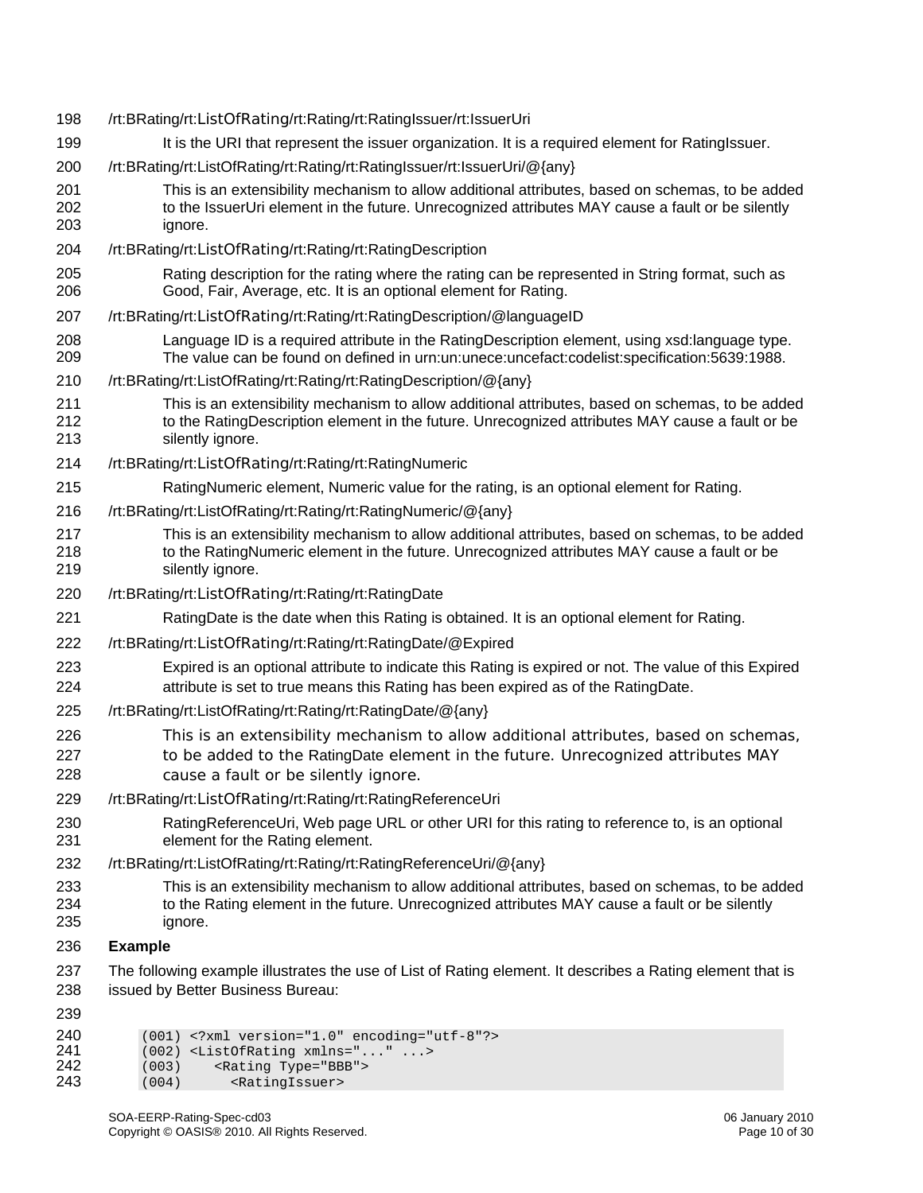/rt:BRating/rt:ListOfRating/rt:Rating/rt:RatingIssuer/rt:IssuerUri

It is the URI that represent the issuer organization. It is a required element for RatingIssuer.

/rt:BRating/rt:ListOfRating/rt:Rating/rt:RatingIssuer/rt:IssuerUri/@{any}

This is an extensibility mechanism to allow additional attributes, based on schemas, to be added to the IssuerUri element in the future. Unrecognized attributes MAY cause a fault or be silently ignore.

/rt:BRating/rt:ListOfRating/rt:Rating/rt:RatingDescription

Rating description for the rating where the rating can be represented in String format, such as Good, Fair, Average, etc. It is an optional element for Rating.

/rt:BRating/rt:ListOfRating/rt:Rating/rt:RatingDescription/@languageID

Language ID is a required attribute in the RatingDescription element, using xsd:language type. The value can be found on defined in urn:un:unece:uncefact:codelist:specification:5639:1988.

/rt:BRating/rt:ListOfRating/rt:Rating/rt:RatingDescription/@{any}

This is an extensibility mechanism to allow additional attributes, based on schemas, to be added to the RatingDescription element in the future. Unrecognized attributes MAY cause a fault or be silently ignore.

/rt:BRating/rt:ListOfRating/rt:Rating/rt:RatingNumeric

RatingNumeric element, Numeric value for the rating, is an optional element for Rating.

/rt:BRating/rt:ListOfRating/rt:Rating/rt:RatingNumeric/@{any}

This is an extensibility mechanism to allow additional attributes, based on schemas, to be added to the RatingNumeric element in the future. Unrecognized attributes MAY cause a fault or be silently ignore.

/rt:BRating/rt:ListOfRating/rt:Rating/rt:RatingDate

RatingDate is the date when this Rating is obtained. It is an optional element for Rating.

/rt:BRating/rt:ListOfRating/rt:Rating/rt:RatingDate/@Expired

Expired is an optional attribute to indicate this Rating is expired or not. The value of this Expired attribute is set to true means this Rating has been expired as of the RatingDate.

/rt:BRating/rt:ListOfRating/rt:Rating/rt:RatingDate/@{any}

This is an extensibility mechanism to allow additional attributes, based on schemas, to be added to the RatingDate element in the future. Unrecognized attributes MAY cause a fault or be silently ignore.

/rt:BRating/rt:ListOfRating/rt:Rating/rt:RatingReferenceUri

RatingReferenceUri, Web page URL or other URI for this rating to reference to, is an optional element for the Rating element.

/rt:BRating/rt:ListOfRating/rt:Rating/rt:RatingReferenceUri/@{any}

This is an extensibility mechanism to allow additional attributes, based on schemas, to be added to the Rating element in the future. Unrecognized attributes MAY cause a fault or be silently ignore.

**Example**

The following example illustrates the use of List of Rating element. It describes a Rating element that is issued by Better Business Bureau:

```
(001) <?xml version="1.0" encoding="utf-8"?>
(002) <ListOfRating xmlns="..." ...>
(003)    <Rating Type="BBB">
(004)      <RatingIssuer>
```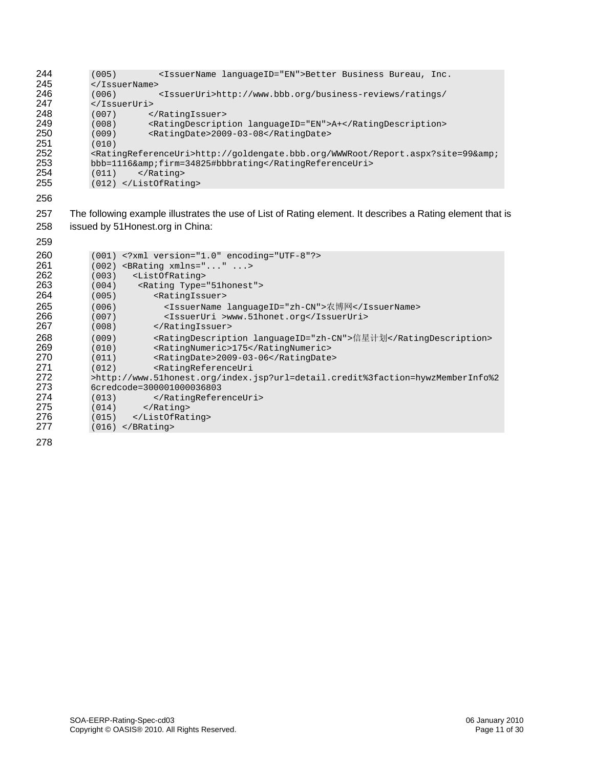```
(005)        <IssuerName languageID="EN">Better Business Bureau, Inc.
</IssuerName>
(006)        <IssuerUri>http://www.bbb.org/business-reviews/ratings/
</IssuerUri>
(007)      </RatingIssuer>
(008)      <RatingDescription languageID="EN">A+</RatingDescription>
(009)      <RatingDate>2009-03-08</RatingDate>
(010)
<RatingReferenceUri>http://goldengate.bbb.org/WWWRoot/Report.aspx?site=99&amp;
bbb=1116&amp;firm=34825#bbbrating</RatingReferenceUri>
(011)    </Rating>
(012) </ListOfRating>
```

The following example illustrates the use of List of Rating element. It describes a Rating element that is issued by 51Honest.org in China:

```
(001) <?xml version="1.0" encoding="UTF-8"?>
(002) <BRating xmlns="..." ...>
(003)   <ListOfRating>
(004)     <Rating Type="51honest">
(005)       <RatingIssuer>
(006)         <IssuerName languageID="zh-CN">农博网</IssuerName>
(007)         <IssuerUri >www.51honet.org</IssuerUri>
(008)       </RatingIssuer>
(009)       <RatingDescription languageID="zh-CN">信星计划</RatingDescription>
(010)       <RatingNumeric>175</RatingNumeric>
(011)       <RatingDate>2009-03-06</RatingDate>
(012)       <RatingReferenceUri
>http://www.51honest.org/index.jsp?url=detail.credit%3faction=hywzMemberInfo%2
6credcode=300001000036803
(013)       </RatingReferenceUri>
(014)     </Rating>
(015)   </ListOfRating>
(016) </BRating>
```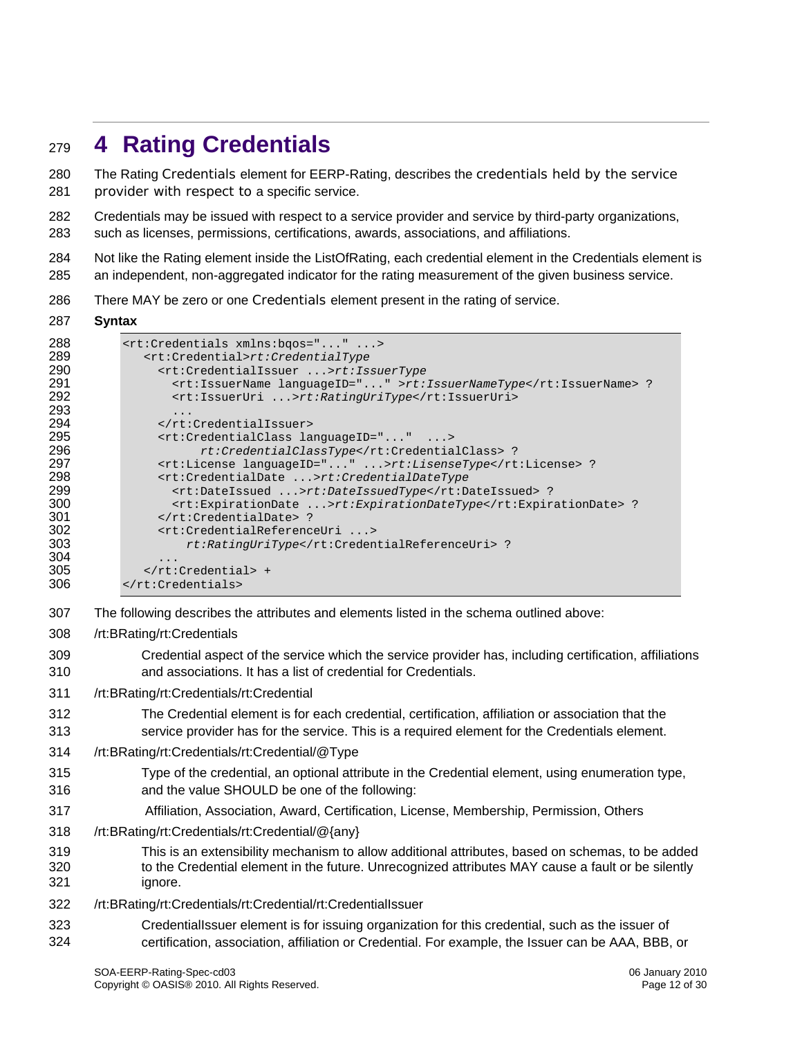# 4 Rating Credentials

The Rating Credentials element for EERP-Rating, describes the credentials held by the service provider with respect to a specific service.

Credentials may be issued with respect to a service provider and service by third-party organizations, such as licenses, permissions, certifications, awards, associations, and affiliations.

Not like the Rating element inside the ListOfRating, each credential element in the Credentials element is an independent, non-aggregated indicator for the rating measurement of the given business service.

There MAY be zero or one Credentials element present in the rating of service.

**Syntax**

```
<rt:Credentials xmlns:bqos="..." ...>
   <rt:Credential>rt:CredentialType
     <rt:CredentialIssuer ...>rt:IssuerType
       <rt:IssuerName languageID="..." >rt:IssuerNameType</rt:IssuerName> ?
       <rt:IssuerUri ...>rt:RatingUriType</rt:IssuerUri>
       ...
     </rt:CredentialIssuer>
     <rt:CredentialClass languageID="..."  ...>
           rt:CredentialClassType</rt:CredentialClass> ?
     <rt:License languageID="..." ...>rt:LisenseType</rt:License> ?
     <rt:CredentialDate ...>rt:CredentialDateType
       <rt:DateIssued ...>rt:DateIssuedType</rt:DateIssued> ?
       <rt:ExpirationDate ...>rt:ExpirationDateType</rt:ExpirationDate> ?
     </rt:CredentialDate> ?
     <rt:CredentialReferenceUri ...>
         rt:RatingUriType</rt:CredentialReferenceUri> ?
     ...
   </rt:Credential> +
</rt:Credentials>
```

The following describes the attributes and elements listed in the schema outlined above:

/rt:BRating/rt:Credentials

> Credential aspect of the service which the service provider has, including certification, affiliations and associations. It has a list of credential for Credentials.

/rt:BRating/rt:Credentials/rt:Credential

> The Credential element is for each credential, certification, affiliation or association that the service provider has for the service. This is a required element for the Credentials element.

/rt:BRating/rt:Credentials/rt:Credential/@Type

> Type of the credential, an optional attribute in the Credential element, using enumeration type, and the value SHOULD be one of the following:
>
> Affiliation, Association, Award, Certification, License, Membership, Permission, Others

/rt:BRating/rt:Credentials/rt:Credential/@{any}

> This is an extensibility mechanism to allow additional attributes, based on schemas, to be added to the Credential element in the future. Unrecognized attributes MAY cause a fault or be silently ignore.

/rt:BRating/rt:Credentials/rt:Credential/rt:CredentialIssuer

> CredentialIssuer element is for issuing organization for this credential, such as the issuer of certification, association, affiliation or Credential. For example, the Issuer can be AAA, BBB, or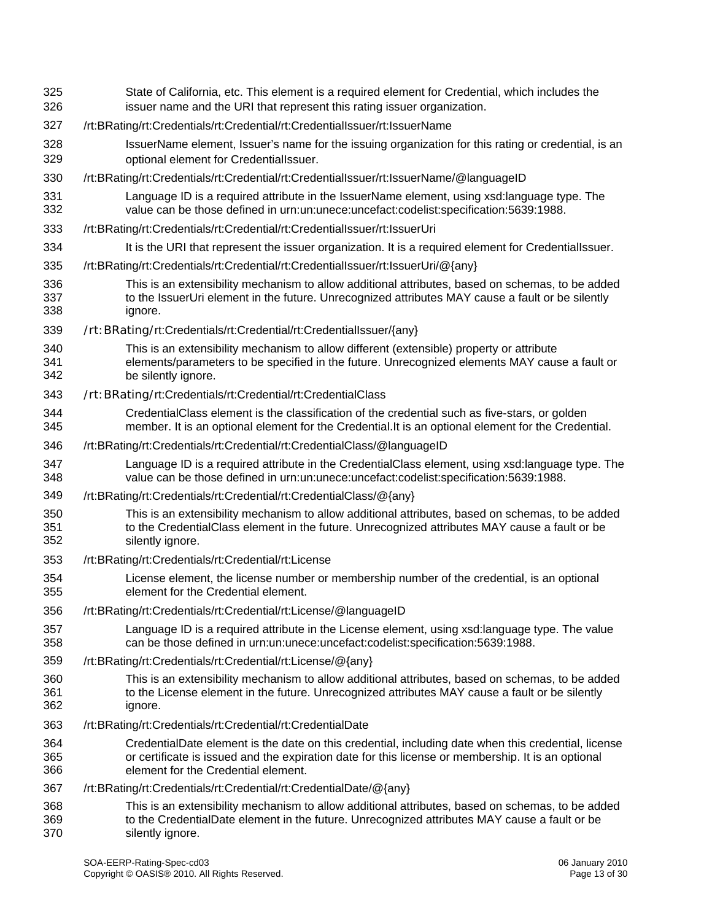State of California, etc. This element is a required element for Credential, which includes the issuer name and the URI that represent this rating issuer organization.

/rt:BRating/rt:Credentials/rt:Credential/rt:CredentialIssuer/rt:IssuerName

IssuerName element, Issuer's name for the issuing organization for this rating or credential, is an optional element for CredentialIssuer.

/rt:BRating/rt:Credentials/rt:Credential/rt:CredentialIssuer/rt:IssuerName/@languageID

Language ID is a required attribute in the IssuerName element, using xsd:language type. The value can be those defined in urn:un:unece:uncefact:codelist:specification:5639:1988.

/rt:BRating/rt:Credentials/rt:Credential/rt:CredentialIssuer/rt:IssuerUri

It is the URI that represent the issuer organization. It is a required element for CredentialIssuer.

/rt:BRating/rt:Credentials/rt:Credential/rt:CredentialIssuer/rt:IssuerUri/@{any}

This is an extensibility mechanism to allow additional attributes, based on schemas, to be added to the IssuerUri element in the future. Unrecognized attributes MAY cause a fault or be silently ignore.

/rt:BRating/rt:Credentials/rt:Credential/rt:CredentialIssuer/{any}

This is an extensibility mechanism to allow different (extensible) property or attribute elements/parameters to be specified in the future. Unrecognized elements MAY cause a fault or be silently ignore.

/rt:BRating/rt:Credentials/rt:Credential/rt:CredentialClass

CredentialClass element is the classification of the credential such as five-stars, or golden member. It is an optional element for the Credential.It is an optional element for the Credential.

/rt:BRating/rt:Credentials/rt:Credential/rt:CredentialClass/@languageID

Language ID is a required attribute in the CredentialClass element, using xsd:language type. The value can be those defined in urn:un:unece:uncefact:codelist:specification:5639:1988.

/rt:BRating/rt:Credentials/rt:Credential/rt:CredentialClass/@{any}

This is an extensibility mechanism to allow additional attributes, based on schemas, to be added to the CredentialClass element in the future. Unrecognized attributes MAY cause a fault or be silently ignore.

/rt:BRating/rt:Credentials/rt:Credential/rt:License

License element, the license number or membership number of the credential, is an optional element for the Credential element.

/rt:BRating/rt:Credentials/rt:Credential/rt:License/@languageID

Language ID is a required attribute in the License element, using xsd:language type. The value can be those defined in urn:un:unece:uncefact:codelist:specification:5639:1988.

/rt:BRating/rt:Credentials/rt:Credential/rt:License/@{any}

This is an extensibility mechanism to allow additional attributes, based on schemas, to be added to the License element in the future. Unrecognized attributes MAY cause a fault or be silently ignore.

/rt:BRating/rt:Credentials/rt:Credential/rt:CredentialDate

CredentialDate element is the date on this credential, including date when this credential, license or certificate is issued and the expiration date for this license or membership. It is an optional element for the Credential element.

/rt:BRating/rt:Credentials/rt:Credential/rt:CredentialDate/@{any}

This is an extensibility mechanism to allow additional attributes, based on schemas, to be added to the CredentialDate element in the future. Unrecognized attributes MAY cause a fault or be silently ignore.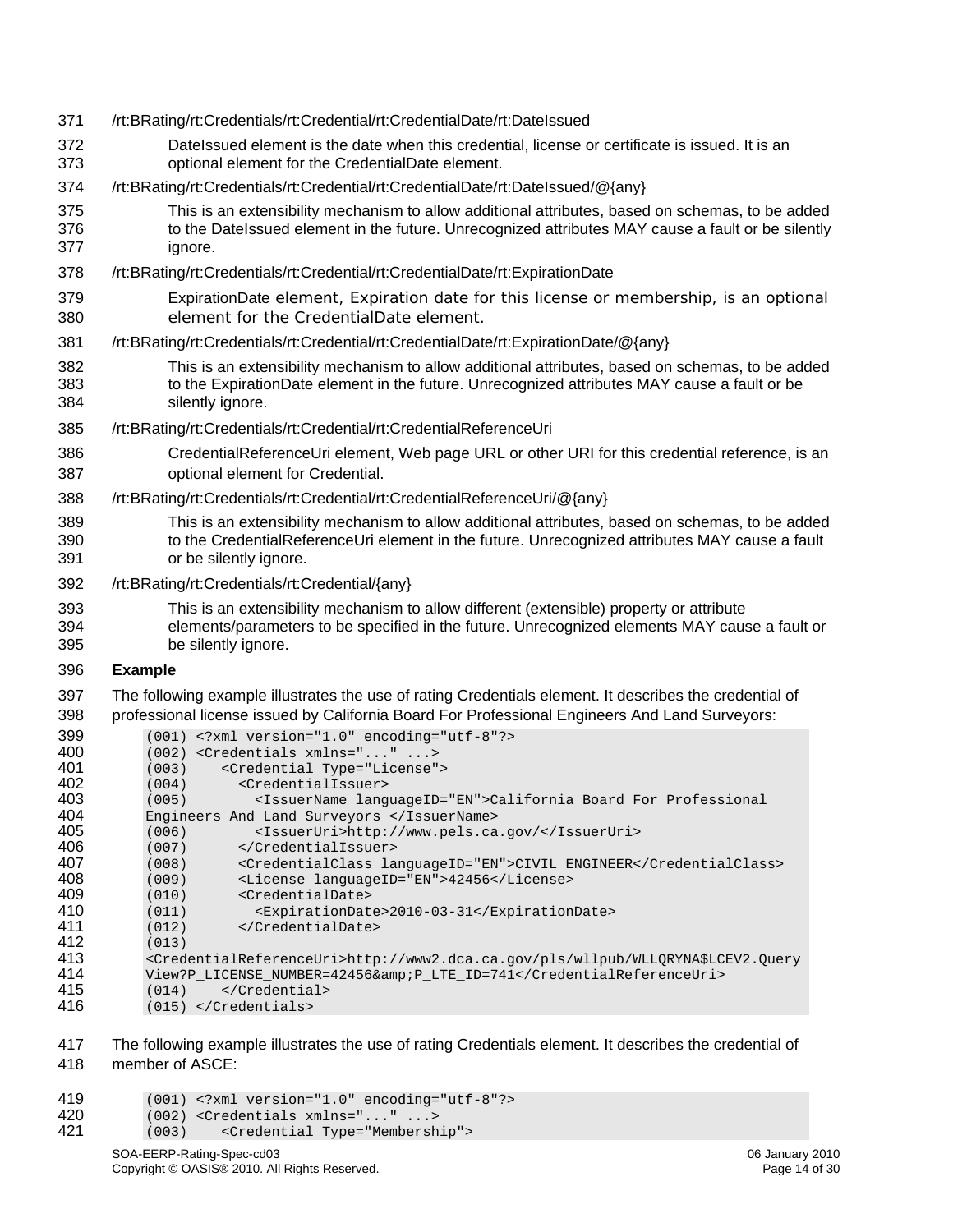/rt:BRating/rt:Credentials/rt:Credential/rt:CredentialDate/rt:DateIssued

DateIssued element is the date when this credential, license or certificate is issued. It is an optional element for the CredentialDate element.

/rt:BRating/rt:Credentials/rt:Credential/rt:CredentialDate/rt:DateIssued/@{any}

This is an extensibility mechanism to allow additional attributes, based on schemas, to be added to the DateIssued element in the future. Unrecognized attributes MAY cause a fault or be silently ignore.

/rt:BRating/rt:Credentials/rt:Credential/rt:CredentialDate/rt:ExpirationDate

ExpirationDate element, Expiration date for this license or membership, is an optional element for the CredentialDate element.

/rt:BRating/rt:Credentials/rt:Credential/rt:CredentialDate/rt:ExpirationDate/@{any}

This is an extensibility mechanism to allow additional attributes, based on schemas, to be added to the ExpirationDate element in the future. Unrecognized attributes MAY cause a fault or be silently ignore.

/rt:BRating/rt:Credentials/rt:Credential/rt:CredentialReferenceUri

CredentialReferenceUri element, Web page URL or other URI for this credential reference, is an optional element for Credential.

/rt:BRating/rt:Credentials/rt:Credential/rt:CredentialReferenceUri/@{any}

This is an extensibility mechanism to allow additional attributes, based on schemas, to be added to the CredentialReferenceUri element in the future. Unrecognized attributes MAY cause a fault or be silently ignore.

/rt:BRating/rt:Credentials/rt:Credential/{any}

This is an extensibility mechanism to allow different (extensible) property or attribute elements/parameters to be specified in the future. Unrecognized elements MAY cause a fault or be silently ignore.

**Example**

The following example illustrates the use of rating Credentials element. It describes the credential of professional license issued by California Board For Professional Engineers And Land Surveyors:

```
(001) <?xml version="1.0" encoding="utf-8"?>
(002) <Credentials xmlns="..." ...>
(003)    <Credential Type="License">
(004)      <CredentialIssuer>
(005)        <IssuerName languageID="EN">California Board For Professional
Engineers And Land Surveyors </IssuerName>
(006)        <IssuerUri>http://www.pels.ca.gov/</IssuerUri>
(007)      </CredentialIssuer>
(008)      <CredentialClass languageID="EN">CIVIL ENGINEER</CredentialClass>
(009)      <License languageID="EN">42456</License>
(010)      <CredentialDate>
(011)        <ExpirationDate>2010-03-31</ExpirationDate>
(012)      </CredentialDate>
(013)
<CredentialReferenceUri>http://www2.dca.ca.gov/pls/wllpub/WLLQRYNA$LCEV2.Query
View?P_LICENSE_NUMBER=42456&amp;P_LTE_ID=741</CredentialReferenceUri>
(014)    </Credential>
(015) </Credentials>
```

The following example illustrates the use of rating Credentials element. It describes the credential of member of ASCE:

```
(001) <?xml version="1.0" encoding="utf-8"?>
(002) <Credentials xmlns="..." ...>
(003)    <Credential Type="Membership">
```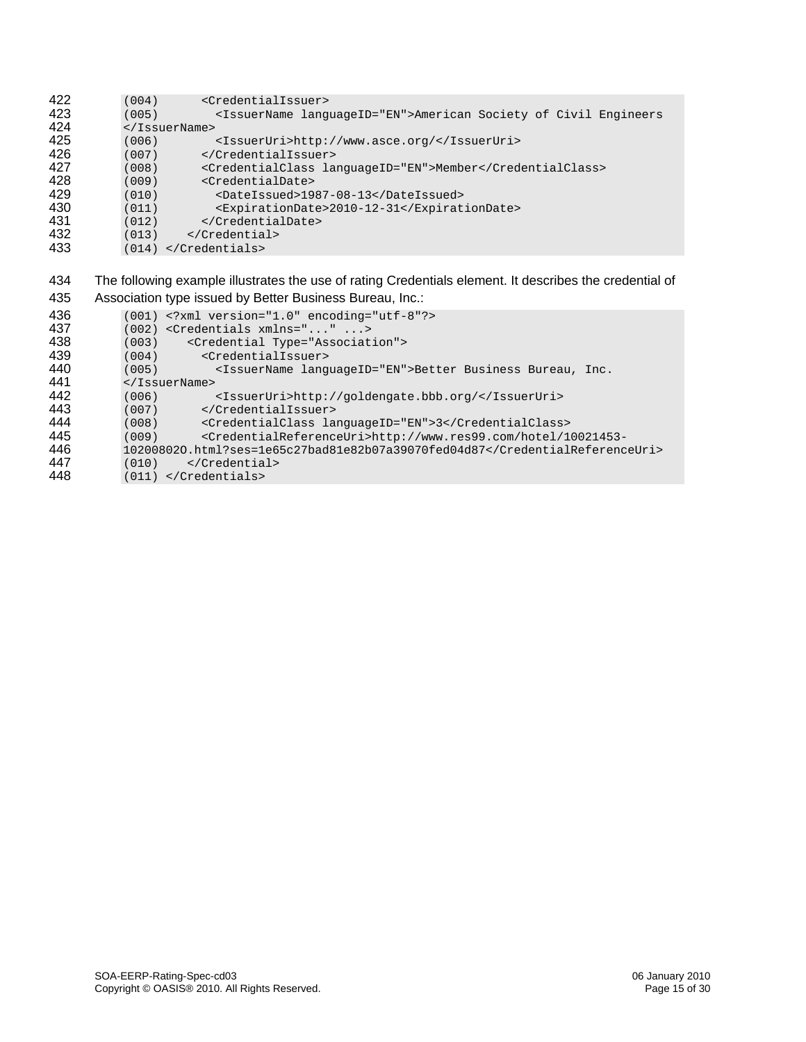```
(004)      <CredentialIssuer>
(005)        <IssuerName languageID="EN">American Society of Civil Engineers
</IssuerName>
(006)        <IssuerUri>http://www.asce.org/</IssuerUri>
(007)      </CredentialIssuer>
(008)      <CredentialClass languageID="EN">Member</CredentialClass>
(009)      <CredentialDate>
(010)        <DateIssued>1987-08-13</DateIssued>
(011)        <ExpirationDate>2010-12-31</ExpirationDate>
(012)      </CredentialDate>
(013)    </Credential>
(014) </Credentials>
```

The following example illustrates the use of rating Credentials element. It describes the credential of Association type issued by Better Business Bureau, Inc.:

```
(001) <?xml version="1.0" encoding="utf-8"?>
(002) <Credentials xmlns="..." ...>
(003)    <Credential Type="Association">
(004)      <CredentialIssuer>
(005)        <IssuerName languageID="EN">Better Business Bureau, Inc.
</IssuerName>
(006)        <IssuerUri>http://goldengate.bbb.org/</IssuerUri>
(007)      </CredentialIssuer>
(008)      <CredentialClass languageID="EN">3</CredentialClass>
(009)      <CredentialReferenceUri>http://www.res99.com/hotel/10021453-
10200802O.html?ses=1e65c27bad81e82b07a39070fed04d87</CredentialReferenceUri>
(010)    </Credential>
(011) </Credentials>
```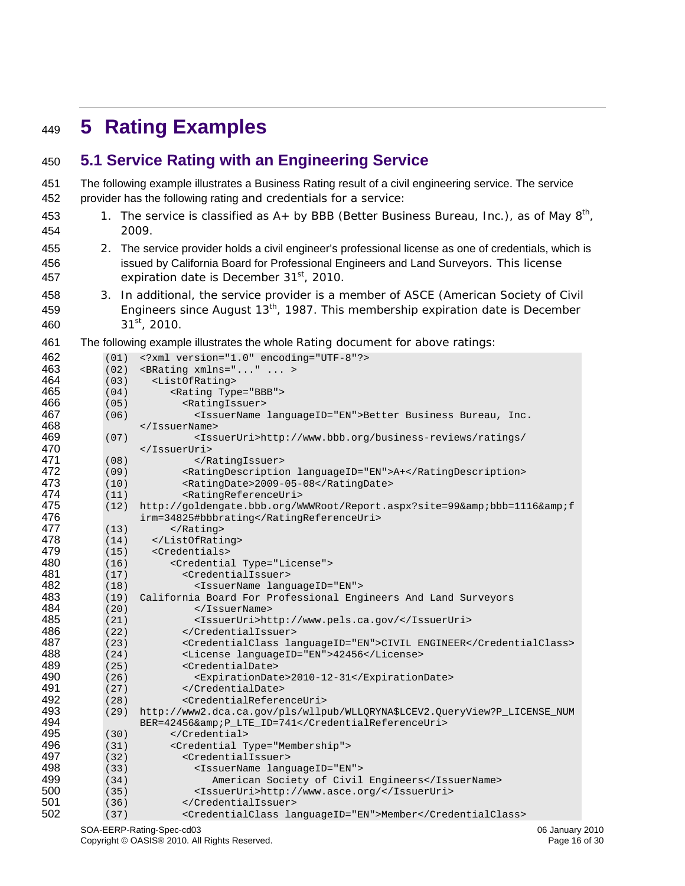# 5 Rating Examples

## 5.1 Service Rating with an Engineering Service

The following example illustrates a Business Rating result of a civil engineering service. The service provider has the following rating and credentials for a service:

1. The service is classified as A+ by BBB (Better Business Bureau, Inc.), as of May 8th, 2009.
2. The service provider holds a civil engineer's professional license as one of credentials, which is issued by California Board for Professional Engineers and Land Surveyors. This license expiration date is December 31st, 2010.
3. In additional, the service provider is a member of ASCE (American Society of Civil Engineers since August 13th, 1987. This membership expiration date is December 31st, 2010.

The following example illustrates the whole Rating document for above ratings:

```
(01)  <?xml version="1.0" encoding="UTF-8"?>
(02)  <BRating xmlns="..." ... >
(03)    <ListOfRating>
(04)       <Rating Type="BBB">
(05)         <RatingIssuer>
(06)           <IssuerName languageID="EN">Better Business Bureau, Inc.
      </IssuerName>
(07)           <IssuerUri>http://www.bbb.org/business-reviews/ratings/
      </IssuerUri>
(08)           </RatingIssuer>
(09)         <RatingDescription languageID="EN">A+</RatingDescription>
(10)         <RatingDate>2009-05-08</RatingDate>
(11)         <RatingReferenceUri>
(12)  http://goldengate.bbb.org/WWWRoot/Report.aspx?site=99&amp;bbb=1116&amp;f
      irm=34825#bbbrating</RatingReferenceUri>
(13)       </Rating>
(14)    </ListOfRating>
(15)    <Credentials>
(16)       <Credential Type="License">
(17)         <CredentialIssuer>
(18)           <IssuerName languageID="EN">
(19)  California Board For Professional Engineers And Land Surveyors
(20)           </IssuerName>
(21)           <IssuerUri>http://www.pels.ca.gov/</IssuerUri>
(22)         </CredentialIssuer>
(23)         <CredentialClass languageID="EN">CIVIL ENGINEER</CredentialClass>
(24)         <License languageID="EN">42456</License>
(25)         <CredentialDate>
(26)           <ExpirationDate>2010-12-31</ExpirationDate>
(27)         </CredentialDate>
(28)         <CredentialReferenceUri>
(29)  http://www2.dca.ca.gov/pls/wllpub/WLLQRYNA$LCEV2.QueryView?P_LICENSE_NUM
      BER=42456&amp;P_LTE_ID=741</CredentialReferenceUri>
(30)       </Credential>
(31)       <Credential Type="Membership">
(32)         <CredentialIssuer>
(33)           <IssuerName languageID="EN">
(34)              American Society of Civil Engineers</IssuerName>
(35)           <IssuerUri>http://www.asce.org/</IssuerUri>
(36)         </CredentialIssuer>
(37)         <CredentialClass languageID="EN">Member</CredentialClass>
```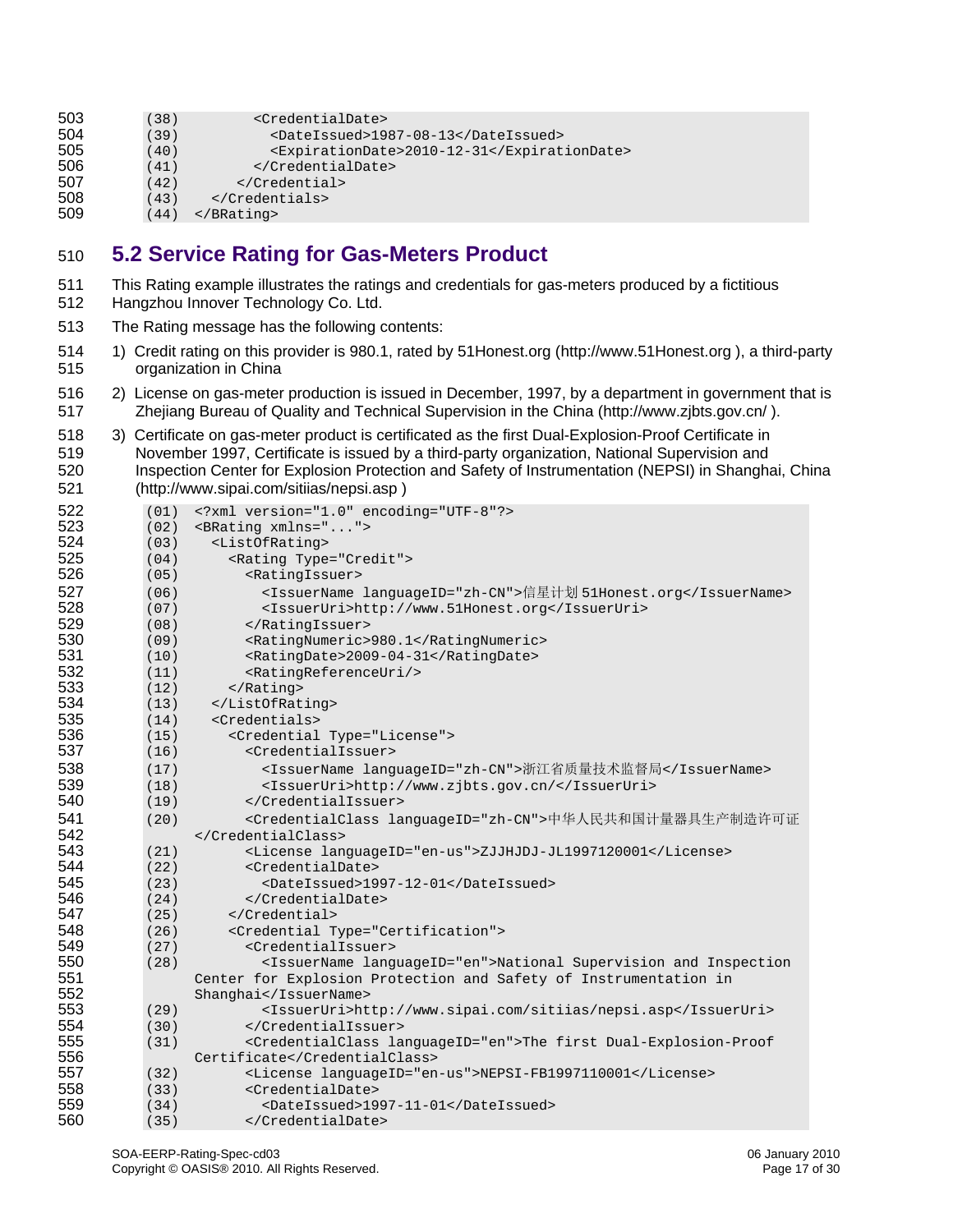```
(38)         <CredentialDate>
(39)           <DateIssued>1987-08-13</DateIssued>
(40)           <ExpirationDate>2010-12-31</ExpirationDate>
(41)         </CredentialDate>
(42)       </Credential>
(43)    </Credentials>
(44)  </BRating>
```

## 5.2 Service Rating for Gas-Meters Product

This Rating example illustrates the ratings and credentials for gas-meters produced by a fictitious Hangzhou Innover Technology Co. Ltd.

The Rating message has the following contents:

1) Credit rating on this provider is 980.1, rated by 51Honest.org (http://www.51Honest.org ), a third-party organization in China
2) License on gas-meter production is issued in December, 1997, by a department in government that is Zhejiang Bureau of Quality and Technical Supervision in the China (http://www.zjbts.gov.cn/ ).
3) Certificate on gas-meter product is certificated as the first Dual-Explosion-Proof Certificate in November 1997, Certificate is issued by a third-party organization, National Supervision and Inspection Center for Explosion Protection and Safety of Instrumentation (NEPSI) in Shanghai, China (http://www.sipai.com/sitiias/nepsi.asp )

```
(01)  <?xml version="1.0" encoding="UTF-8"?>
(02)  <BRating xmlns="...">
(03)    <ListOfRating>
(04)      <Rating Type="Credit">
(05)        <RatingIssuer>
(06)          <IssuerName languageID="zh-CN">信星计划 51Honest.org</IssuerName>
(07)          <IssuerUri>http://www.51Honest.org</IssuerUri>
(08)        </RatingIssuer>
(09)        <RatingNumeric>980.1</RatingNumeric>
(10)        <RatingDate>2009-04-31</RatingDate>
(11)        <RatingReferenceUri/>
(12)      </Rating>
(13)    </ListOfRating>
(14)    <Credentials>
(15)      <Credential Type="License">
(16)        <CredentialIssuer>
(17)          <IssuerName languageID="zh-CN">浙江省质量技术监督局</IssuerName>
(18)          <IssuerUri>http://www.zjbts.gov.cn/</IssuerUri>
(19)        </CredentialIssuer>
(20)        <CredentialClass languageID="zh-CN">中华人民共和国计量器具生产制造许可证
      </CredentialClass>
(21)        <License languageID="en-us">ZJJHJDJ-JL1997120001</License>
(22)        <CredentialDate>
(23)          <DateIssued>1997-12-01</DateIssued>
(24)        </CredentialDate>
(25)      </Credential>
(26)      <Credential Type="Certification">
(27)        <CredentialIssuer>
(28)          <IssuerName languageID="en">National Supervision and Inspection
      Center for Explosion Protection and Safety of Instrumentation in
      Shanghai</IssuerName>
(29)          <IssuerUri>http://www.sipai.com/sitiias/nepsi.asp</IssuerUri>
(30)        </CredentialIssuer>
(31)        <CredentialClass languageID="en">The first Dual-Explosion-Proof
      Certificate</CredentialClass>
(32)        <License languageID="en-us">NEPSI-FB1997110001</License>
(33)        <CredentialDate>
(34)          <DateIssued>1997-11-01</DateIssued>
(35)        </CredentialDate>
```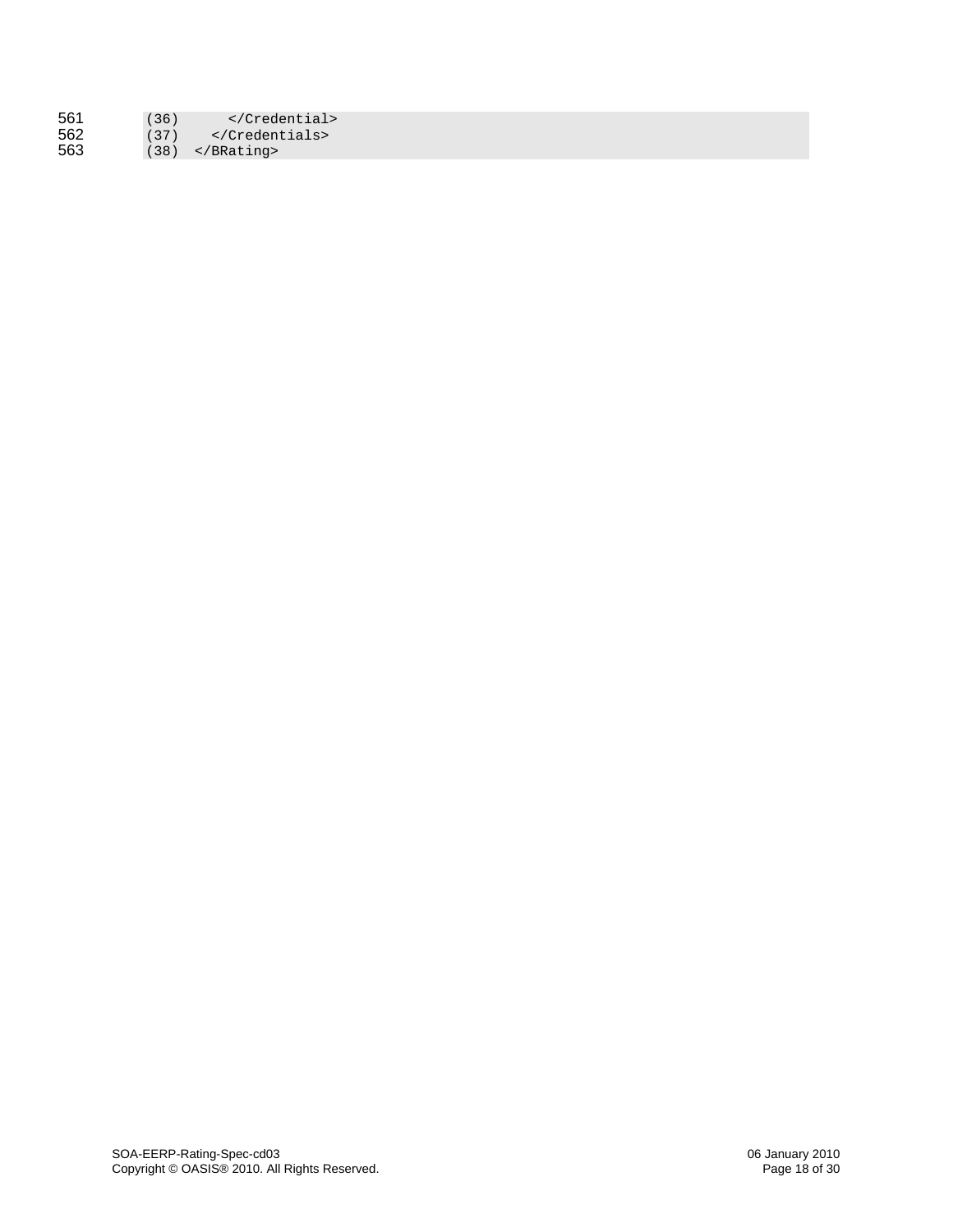```
(36)      </Credential>
(37)    </Credentials>
(38)  </BRating>
```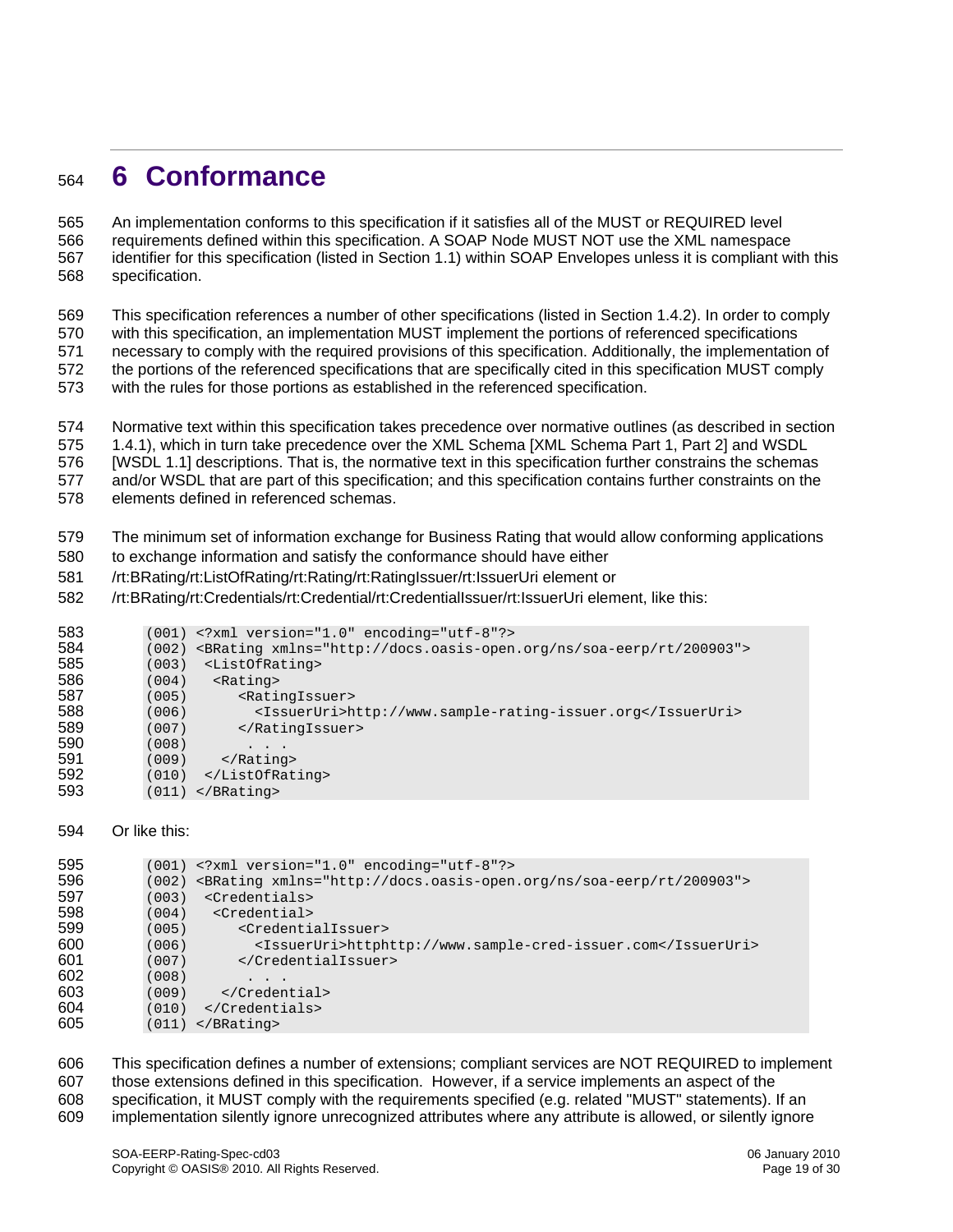# 6 Conformance

An implementation conforms to this specification if it satisfies all of the MUST or REQUIRED level requirements defined within this specification. A SOAP Node MUST NOT use the XML namespace identifier for this specification (listed in Section 1.1) within SOAP Envelopes unless it is compliant with this specification.

This specification references a number of other specifications (listed in Section 1.4.2). In order to comply with this specification, an implementation MUST implement the portions of referenced specifications necessary to comply with the required provisions of this specification. Additionally, the implementation of the portions of the referenced specifications that are specifically cited in this specification MUST comply with the rules for those portions as established in the referenced specification.

Normative text within this specification takes precedence over normative outlines (as described in section 1.4.1), which in turn take precedence over the XML Schema [XML Schema Part 1, Part 2] and WSDL [WSDL 1.1] descriptions. That is, the normative text in this specification further constrains the schemas and/or WSDL that are part of this specification; and this specification contains further constraints on the elements defined in referenced schemas.

The minimum set of information exchange for Business Rating that would allow conforming applications to exchange information and satisfy the conformance should have either /rt:BRating/rt:ListOfRating/rt:Rating/rt:RatingIssuer/rt:IssuerUri element or /rt:BRating/rt:Credentials/rt:Credential/rt:CredentialIssuer/rt:IssuerUri element, like this:

```
(001) <?xml version="1.0" encoding="utf-8"?>
(002) <BRating xmlns="http://docs.oasis-open.org/ns/soa-eerp/rt/200903">
(003)  <ListOfRating>
(004)   <Rating>
(005)      <RatingIssuer>
(006)        <IssuerUri>http://www.sample-rating-issuer.org</IssuerUri>
(007)      </RatingIssuer>
(008)        . . .
(009)    </Rating>
(010)  </ListOfRating>
(011) </BRating>
```

Or like this:

```
(001) <?xml version="1.0" encoding="utf-8"?>
(002) <BRating xmlns="http://docs.oasis-open.org/ns/soa-eerp/rt/200903">
(003)  <Credentials>
(004)   <Credential>
(005)      <CredentialIssuer>
(006)        <IssuerUri>httphttp://www.sample-cred-issuer.com</IssuerUri>
(007)      </CredentialIssuer>
(008)        . . .
(009)    </Credential>
(010)  </Credentials>
(011) </BRating>
```

This specification defines a number of extensions; compliant services are NOT REQUIRED to implement those extensions defined in this specification. However, if a service implements an aspect of the specification, it MUST comply with the requirements specified (e.g. related "MUST" statements). If an implementation silently ignore unrecognized attributes where any attribute is allowed, or silently ignore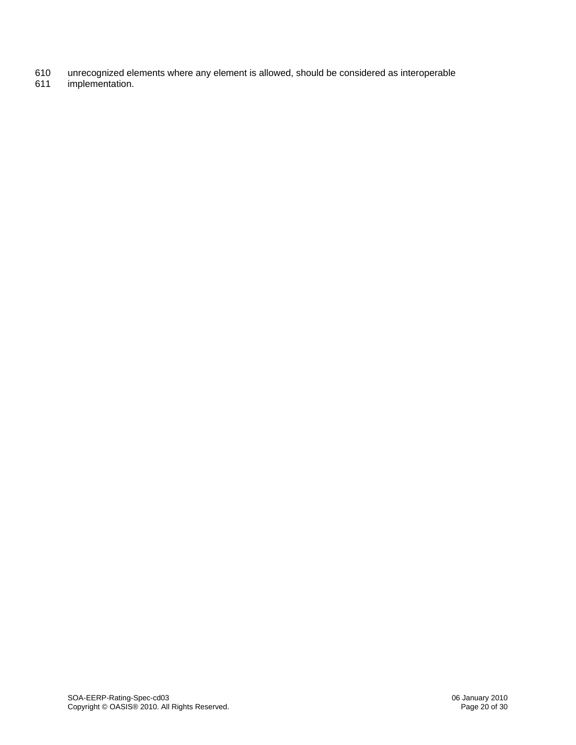unrecognized elements where any element is allowed, should be considered as interoperable implementation.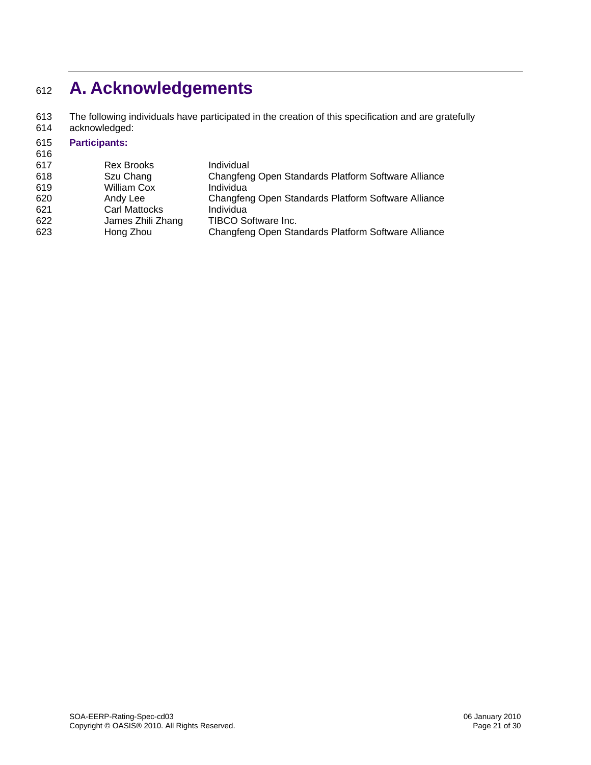# A. Acknowledgements

The following individuals have participated in the creation of this specification and are gratefully acknowledged:

**Participants:**

| | |
|---|---|
| Rex Brooks | Individual |
| Szu Chang | Changfeng Open Standards Platform Software Alliance |
| William Cox | Individua |
| Andy Lee | Changfeng Open Standards Platform Software Alliance |
| Carl Mattocks | Individua |
| James Zhili Zhang | TIBCO Software Inc. |
| Hong Zhou | Changfeng Open Standards Platform Software Alliance |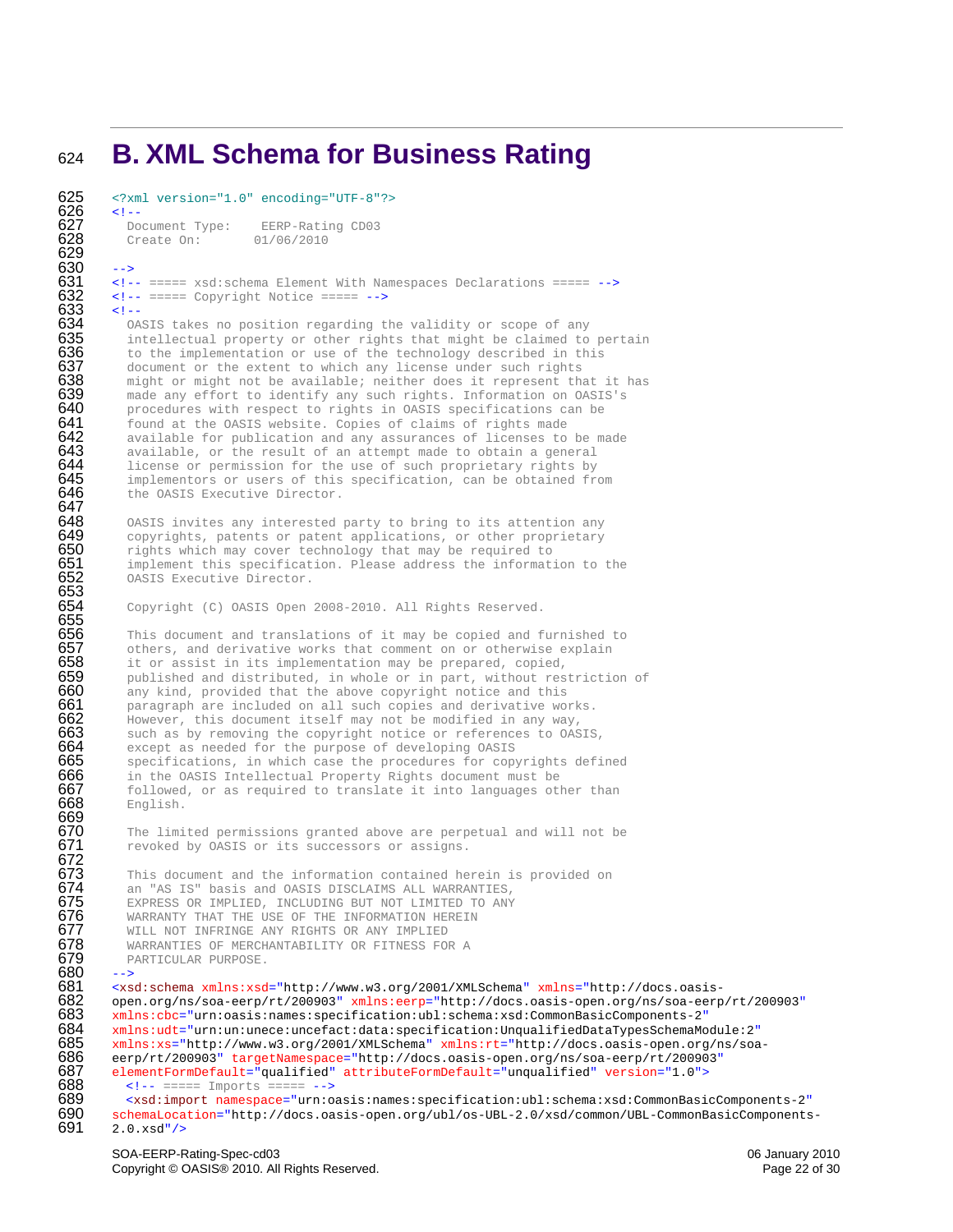# B. XML Schema for Business Rating

```xml
<?xml version="1.0" encoding="UTF-8"?>
<!--
  Document Type:    EERP-Rating CD03
  Create On:       01/06/2010

-->
<!-- ===== xsd:schema Element With Namespaces Declarations ===== -->
<!-- ===== Copyright Notice ===== -->
<!--
  OASIS takes no position regarding the validity or scope of any
  intellectual property or other rights that might be claimed to pertain
  to the implementation or use of the technology described in this
  document or the extent to which any license under such rights
  might or might not be available; neither does it represent that it has
  made any effort to identify any such rights. Information on OASIS's
  procedures with respect to rights in OASIS specifications can be
  found at the OASIS website. Copies of claims of rights made
  available for publication and any assurances of licenses to be made
  available, or the result of an attempt made to obtain a general
  license or permission for the use of such proprietary rights by
  implementors or users of this specification, can be obtained from
  the OASIS Executive Director.

  OASIS invites any interested party to bring to its attention any
  copyrights, patents or patent applications, or other proprietary
  rights which may cover technology that may be required to
  implement this specification. Please address the information to the
  OASIS Executive Director.

  Copyright (C) OASIS Open 2008-2010. All Rights Reserved.

  This document and translations of it may be copied and furnished to
  others, and derivative works that comment on or otherwise explain
  it or assist in its implementation may be prepared, copied,
  published and distributed, in whole or in part, without restriction of
  any kind, provided that the above copyright notice and this
  paragraph are included on all such copies and derivative works.
  However, this document itself may not be modified in any way,
  such as by removing the copyright notice or references to OASIS,
  except as needed for the purpose of developing OASIS
  specifications, in which case the procedures for copyrights defined
  in the OASIS Intellectual Property Rights document must be
  followed, or as required to translate it into languages other than
  English.

  The limited permissions granted above are perpetual and will not be
  revoked by OASIS or its successors or assigns.

  This document and the information contained herein is provided on
  an "AS IS" basis and OASIS DISCLAIMS ALL WARRANTIES,
  EXPRESS OR IMPLIED, INCLUDING BUT NOT LIMITED TO ANY
  WARRANTY THAT THE USE OF THE INFORMATION HEREIN
  WILL NOT INFRINGE ANY RIGHTS OR ANY IMPLIED
  WARRANTIES OF MERCHANTABILITY OR FITNESS FOR A
  PARTICULAR PURPOSE.
-->
<xsd:schema xmlns:xsd="http://www.w3.org/2001/XMLSchema" xmlns="http://docs.oasis-
open.org/ns/soa-eerp/rt/200903" xmlns:eerp="http://docs.oasis-open.org/ns/soa-eerp/rt/200903"
xmlns:cbc="urn:oasis:names:specification:ubl:schema:xsd:CommonBasicComponents-2"
xmlns:udt="urn:un:unece:uncefact:data:specification:UnqualifiedDataTypesSchemaModule:2"
xmlns:xs="http://www.w3.org/2001/XMLSchema" xmlns:rt="http://docs.oasis-open.org/ns/soa-
eerp/rt/200903" targetNamespace="http://docs.oasis-open.org/ns/soa-eerp/rt/200903"
elementFormDefault="qualified" attributeFormDefault="unqualified" version="1.0">
  <!-- ===== Imports ===== -->
  <xsd:import namespace="urn:oasis:names:specification:ubl:schema:xsd:CommonBasicComponents-2"
schemaLocation="http://docs.oasis-open.org/ubl/os-UBL-2.0/xsd/common/UBL-CommonBasicComponents-
2.0.xsd"/>
```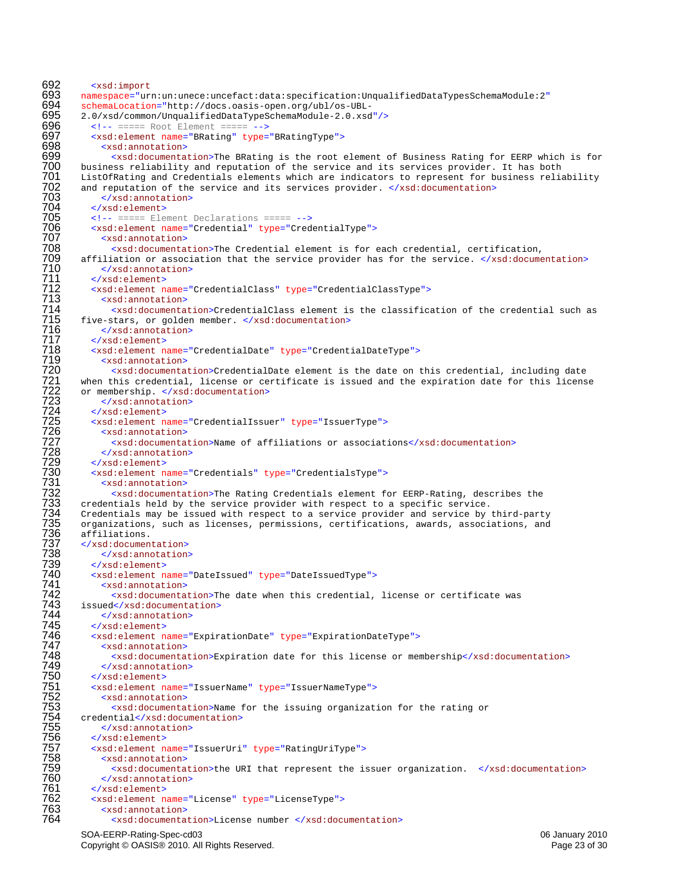```
692   <xsd:import
693 namespace="urn:un:unece:uncefact:data:specification:UnqualifiedDataTypesSchemaModule:2"
694 schemaLocation="http://docs.oasis-open.org/ubl/os-UBL-
695 2.0/xsd/common/UnqualifiedDataTypeSchemaModule-2.0.xsd"/>
696   <!-- ===== Root Element ===== -->
697   <xsd:element name="BRating" type="BRatingType">
698     <xsd:annotation>
699       <xsd:documentation>The BRating is the root element of Business Rating for EERP which is for
700 business reliability and reputation of the service and its services provider. It has both
701 ListOfRating and Credentials elements which are indicators to represent for business reliability
702 and reputation of the service and its services provider. </xsd:documentation>
703     </xsd:annotation>
704   </xsd:element>
705   <!-- ===== Element Declarations ===== -->
706   <xsd:element name="Credential" type="CredentialType">
707     <xsd:annotation>
708       <xsd:documentation>The Credential element is for each credential, certification,
709 affiliation or association that the service provider has for the service. </xsd:documentation>
710     </xsd:annotation>
711   </xsd:element>
712   <xsd:element name="CredentialClass" type="CredentialClassType">
713     <xsd:annotation>
714       <xsd:documentation>CredentialClass element is the classification of the credential such as
715 five-stars, or golden member. </xsd:documentation>
716     </xsd:annotation>
717   </xsd:element>
718   <xsd:element name="CredentialDate" type="CredentialDateType">
719     <xsd:annotation>
720       <xsd:documentation>CredentialDate element is the date on this credential, including date
721 when this credential, license or certificate is issued and the expiration date for this license
722 or membership. </xsd:documentation>
723     </xsd:annotation>
724   </xsd:element>
725   <xsd:element name="CredentialIssuer" type="IssuerType">
726     <xsd:annotation>
727       <xsd:documentation>Name of affiliations or associations</xsd:documentation>
728     </xsd:annotation>
729   </xsd:element>
730   <xsd:element name="Credentials" type="CredentialsType">
731     <xsd:annotation>
732       <xsd:documentation>The Rating Credentials element for EERP-Rating, describes the
733 credentials held by the service provider with respect to a specific service.
734 Credentials may be issued with respect to a service provider and service by third-party
735 organizations, such as licenses, permissions, certifications, awards, associations, and
736 affiliations.
737 </xsd:documentation>
738     </xsd:annotation>
739   </xsd:element>
740   <xsd:element name="DateIssued" type="DateIssuedType">
741     <xsd:annotation>
742       <xsd:documentation>The date when this credential, license or certificate was
743 issued</xsd:documentation>
744     </xsd:annotation>
745   </xsd:element>
746   <xsd:element name="ExpirationDate" type="ExpirationDateType">
747     <xsd:annotation>
748       <xsd:documentation>Expiration date for this license or membership</xsd:documentation>
749     </xsd:annotation>
750   </xsd:element>
751   <xsd:element name="IssuerName" type="IssuerNameType">
752     <xsd:annotation>
753       <xsd:documentation>Name for the issuing organization for the rating or
754 credential</xsd:documentation>
755     </xsd:annotation>
756   </xsd:element>
757   <xsd:element name="IssuerUri" type="RatingUriType">
758     <xsd:annotation>
759       <xsd:documentation>the URI that represent the issuer organization.  </xsd:documentation>
760     </xsd:annotation>
761   </xsd:element>
762   <xsd:element name="License" type="LicenseType">
763     <xsd:annotation>
764       <xsd:documentation>License number </xsd:documentation>
```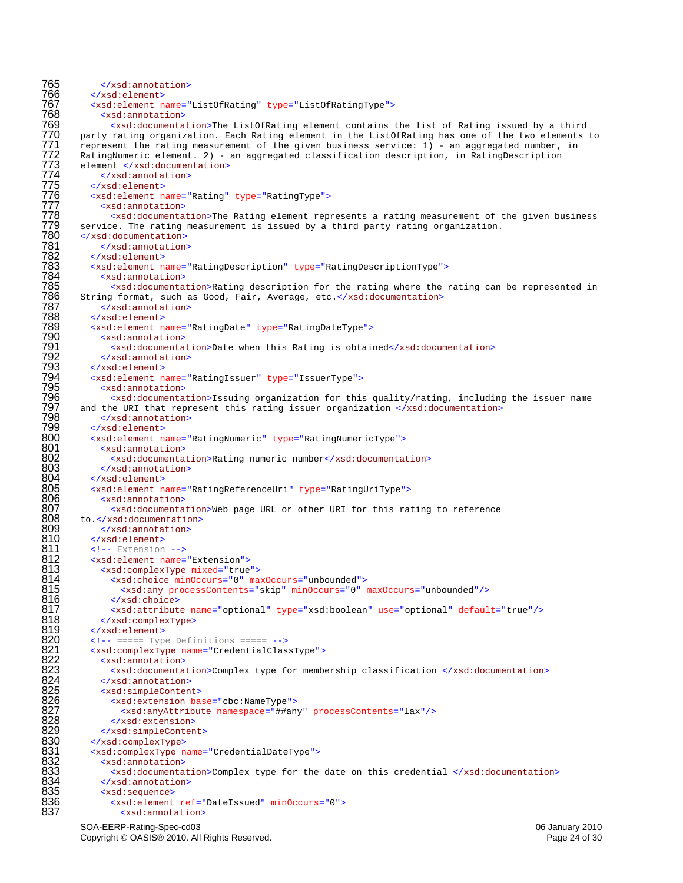```
765       </xsd:annotation>
766     </xsd:element>
767     <xsd:element name="ListOfRating" type="ListOfRatingType">
768       <xsd:annotation>
769         <xsd:documentation>The ListOfRating element contains the list of Rating issued by a third
770   party rating organization. Each Rating element in the ListOfRating has one of the two elements to
771   represent the rating measurement of the given business service: 1) - an aggregated number, in
772   RatingNumeric element. 2) - an aggregated classification description, in RatingDescription
773   element </xsd:documentation>
774       </xsd:annotation>
775     </xsd:element>
776     <xsd:element name="Rating" type="RatingType">
777       <xsd:annotation>
778         <xsd:documentation>The Rating element represents a rating measurement of the given business
779   service. The rating measurement is issued by a third party rating organization.
780   </xsd:documentation>
781       </xsd:annotation>
782     </xsd:element>
783     <xsd:element name="RatingDescription" type="RatingDescriptionType">
784       <xsd:annotation>
785         <xsd:documentation>Rating description for the rating where the rating can be represented in
786   String format, such as Good, Fair, Average, etc.</xsd:documentation>
787       </xsd:annotation>
788     </xsd:element>
789     <xsd:element name="RatingDate" type="RatingDateType">
790       <xsd:annotation>
791         <xsd:documentation>Date when this Rating is obtained</xsd:documentation>
792       </xsd:annotation>
793     </xsd:element>
794     <xsd:element name="RatingIssuer" type="IssuerType">
795       <xsd:annotation>
796         <xsd:documentation>Issuing organization for this quality/rating, including the issuer name
797   and the URI that represent this rating issuer organization </xsd:documentation>
798       </xsd:annotation>
799     </xsd:element>
800     <xsd:element name="RatingNumeric" type="RatingNumericType">
801       <xsd:annotation>
802         <xsd:documentation>Rating numeric number</xsd:documentation>
803       </xsd:annotation>
804     </xsd:element>
805     <xsd:element name="RatingReferenceUri" type="RatingUriType">
806       <xsd:annotation>
807         <xsd:documentation>Web page URL or other URI for this rating to reference
808   to.</xsd:documentation>
809       </xsd:annotation>
810     </xsd:element>
811     <!-- Extension -->
812     <xsd:element name="Extension">
813       <xsd:complexType mixed="true">
814         <xsd:choice minOccurs="0" maxOccurs="unbounded">
815           <xsd:any processContents="skip" minOccurs="0" maxOccurs="unbounded"/>
816         </xsd:choice>
817         <xsd:attribute name="optional" type="xsd:boolean" use="optional" default="true"/>
818       </xsd:complexType>
819     </xsd:element>
820     <!-- ===== Type Definitions ===== -->
821     <xsd:complexType name="CredentialClassType">
822       <xsd:annotation>
823         <xsd:documentation>Complex type for membership classification </xsd:documentation>
824       </xsd:annotation>
825       <xsd:simpleContent>
826         <xsd:extension base="cbc:NameType">
827           <xsd:anyAttribute namespace="##any" processContents="lax"/>
828         </xsd:extension>
829       </xsd:simpleContent>
830     </xsd:complexType>
831     <xsd:complexType name="CredentialDateType">
832       <xsd:annotation>
833         <xsd:documentation>Complex type for the date on this credential </xsd:documentation>
834       </xsd:annotation>
835       <xsd:sequence>
836         <xsd:element ref="DateIssued" minOccurs="0">
837           <xsd:annotation>
```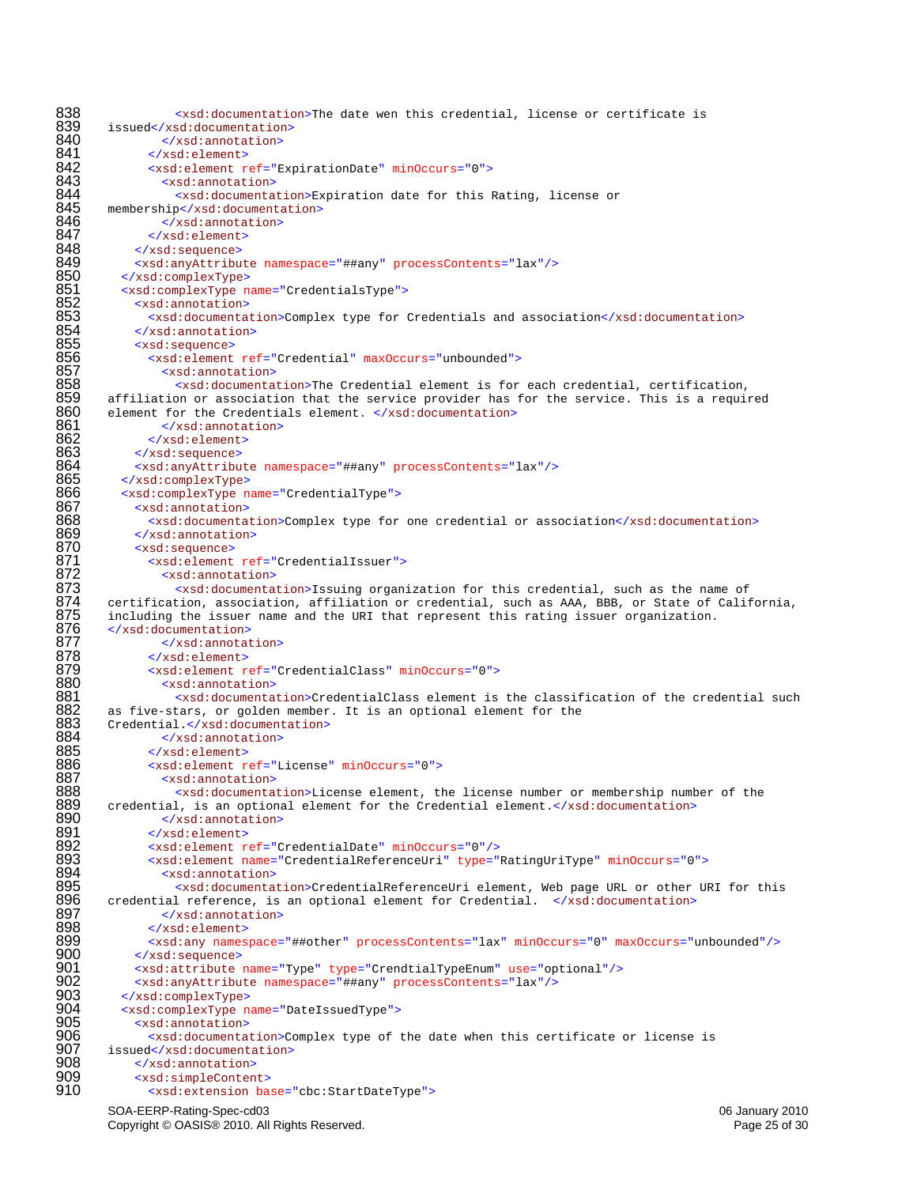```
838            <xsd:documentation>The date wen this credential, license or certificate is
839    issued</xsd:documentation>
840          </xsd:annotation>
841        </xsd:element>
842        <xsd:element ref="ExpirationDate" minOccurs="0">
843          <xsd:annotation>
844            <xsd:documentation>Expiration date for this Rating, license or
845    membership</xsd:documentation>
846          </xsd:annotation>
847        </xsd:element>
848      </xsd:sequence>
849      <xsd:anyAttribute namespace="##any" processContents="lax"/>
850    </xsd:complexType>
851    <xsd:complexType name="CredentialsType">
852      <xsd:annotation>
853        <xsd:documentation>Complex type for Credentials and association</xsd:documentation>
854      </xsd:annotation>
855      <xsd:sequence>
856        <xsd:element ref="Credential" maxOccurs="unbounded">
857          <xsd:annotation>
858            <xsd:documentation>The Credential element is for each credential, certification,
859    affiliation or association that the service provider has for the service. This is a required
860    element for the Credentials element. </xsd:documentation>
861          </xsd:annotation>
862        </xsd:element>
863      </xsd:sequence>
864      <xsd:anyAttribute namespace="##any" processContents="lax"/>
865    </xsd:complexType>
866    <xsd:complexType name="CredentialType">
867      <xsd:annotation>
868        <xsd:documentation>Complex type for one credential or association</xsd:documentation>
869      </xsd:annotation>
870      <xsd:sequence>
871        <xsd:element ref="CredentialIssuer">
872          <xsd:annotation>
873            <xsd:documentation>Issuing organization for this credential, such as the name of
874    certification, association, affiliation or credential, such as AAA, BBB, or State of California,
875    including the issuer name and the URI that represent this rating issuer organization.
876    </xsd:documentation>
877          </xsd:annotation>
878        </xsd:element>
879        <xsd:element ref="CredentialClass" minOccurs="0">
880          <xsd:annotation>
881            <xsd:documentation>CredentialClass element is the classification of the credential such
882    as five-stars, or golden member. It is an optional element for the
883    Credential.</xsd:documentation>
884          </xsd:annotation>
885        </xsd:element>
886        <xsd:element ref="License" minOccurs="0">
887          <xsd:annotation>
888            <xsd:documentation>License element, the license number or membership number of the
889    credential, is an optional element for the Credential element.</xsd:documentation>
890          </xsd:annotation>
891        </xsd:element>
892        <xsd:element ref="CredentialDate" minOccurs="0"/>
893        <xsd:element name="CredentialReferenceUri" type="RatingUriType" minOccurs="0">
894          <xsd:annotation>
895            <xsd:documentation>CredentialReferenceUri element, Web page URL or other URI for this
896    credential reference, is an optional element for Credential.  </xsd:documentation>
897          </xsd:annotation>
898        </xsd:element>
899        <xsd:any namespace="##other" processContents="lax" minOccurs="0" maxOccurs="unbounded"/>
900      </xsd:sequence>
901      <xsd:attribute name="Type" type="CrendtialTypeEnum" use="optional"/>
902      <xsd:anyAttribute namespace="##any" processContents="lax"/>
903    </xsd:complexType>
904    <xsd:complexType name="DateIssuedType">
905      <xsd:annotation>
906        <xsd:documentation>Complex type of the date when this certificate or license is
907    issued</xsd:documentation>
908      </xsd:annotation>
909      <xsd:simpleContent>
910        <xsd:extension base="cbc:StartDateType">
```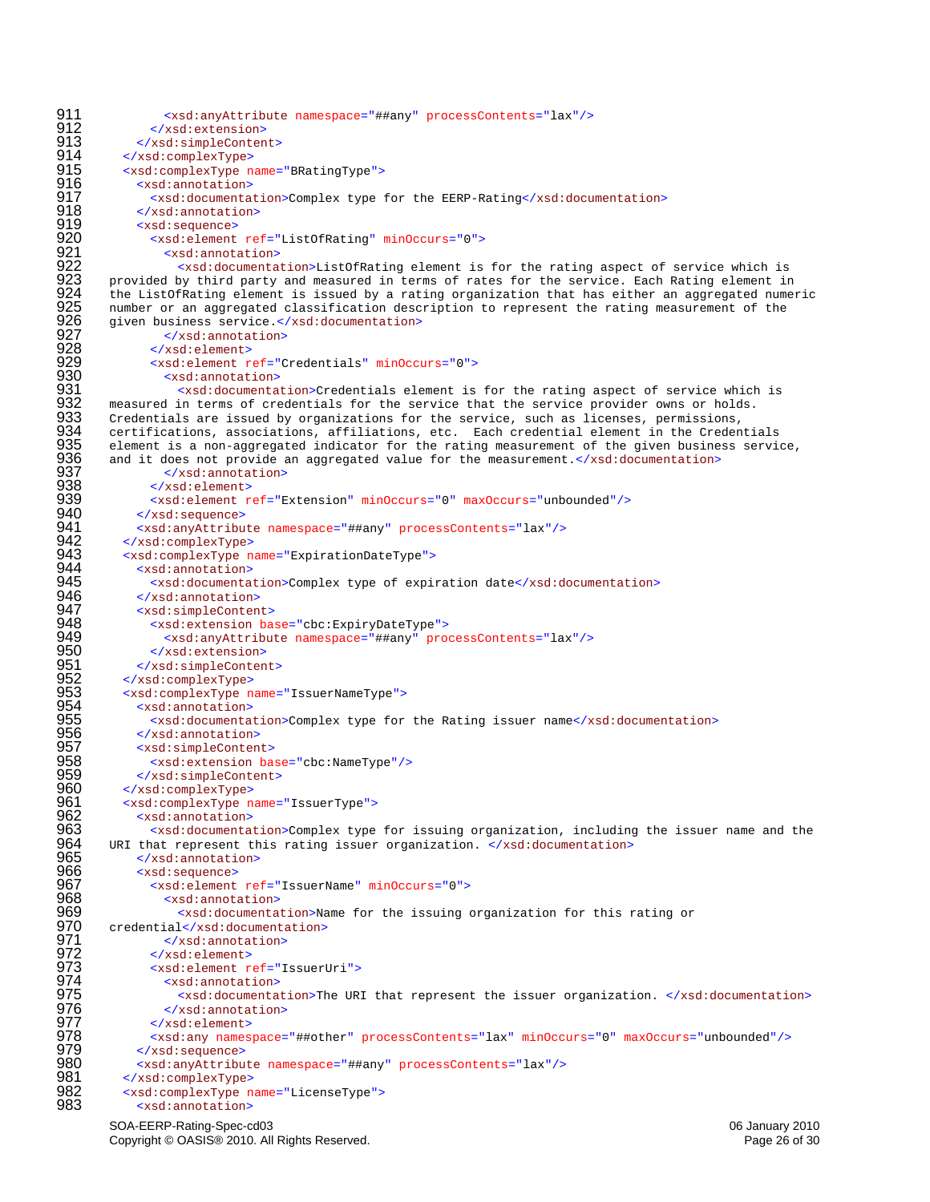```
911          <xsd:anyAttribute namespace="##any" processContents="lax"/>
912        </xsd:extension>
913      </xsd:simpleContent>
914    </xsd:complexType>
915    <xsd:complexType name="BRatingType">
916      <xsd:annotation>
917        <xsd:documentation>Complex type for the EERP-Rating</xsd:documentation>
918      </xsd:annotation>
919      <xsd:sequence>
920        <xsd:element ref="ListOfRating" minOccurs="0">
921          <xsd:annotation>
922            <xsd:documentation>ListOfRating element is for the rating aspect of service which is
923  provided by third party and measured in terms of rates for the service. Each Rating element in
924  the ListOfRating element is issued by a rating organization that has either an aggregated numeric
925  number or an aggregated classification description to represent the rating measurement of the
926  given business service.</xsd:documentation>
927          </xsd:annotation>
928        </xsd:element>
929        <xsd:element ref="Credentials" minOccurs="0">
930          <xsd:annotation>
931            <xsd:documentation>Credentials element is for the rating aspect of service which is
932  measured in terms of credentials for the service that the service provider owns or holds.
933  Credentials are issued by organizations for the service, such as licenses, permissions,
934  certifications, associations, affiliations, etc.  Each credential element in the Credentials
935  element is a non-aggregated indicator for the rating measurement of the given business service,
936  and it does not provide an aggregated value for the measurement.</xsd:documentation>
937          </xsd:annotation>
938        </xsd:element>
939        <xsd:element ref="Extension" minOccurs="0" maxOccurs="unbounded"/>
940      </xsd:sequence>
941      <xsd:anyAttribute namespace="##any" processContents="lax"/>
942    </xsd:complexType>
943    <xsd:complexType name="ExpirationDateType">
944      <xsd:annotation>
945        <xsd:documentation>Complex type of expiration date</xsd:documentation>
946      </xsd:annotation>
947      <xsd:simpleContent>
948        <xsd:extension base="cbc:ExpiryDateType">
949          <xsd:anyAttribute namespace="##any" processContents="lax"/>
950        </xsd:extension>
951      </xsd:simpleContent>
952    </xsd:complexType>
953    <xsd:complexType name="IssuerNameType">
954      <xsd:annotation>
955        <xsd:documentation>Complex type for the Rating issuer name</xsd:documentation>
956      </xsd:annotation>
957      <xsd:simpleContent>
958        <xsd:extension base="cbc:NameType"/>
959      </xsd:simpleContent>
960    </xsd:complexType>
961    <xsd:complexType name="IssuerType">
962      <xsd:annotation>
963        <xsd:documentation>Complex type for issuing organization, including the issuer name and the
964  URI that represent this rating issuer organization. </xsd:documentation>
965      </xsd:annotation>
966      <xsd:sequence>
967        <xsd:element ref="IssuerName" minOccurs="0">
968          <xsd:annotation>
969            <xsd:documentation>Name for the issuing organization for this rating or
970  credential</xsd:documentation>
971          </xsd:annotation>
972        </xsd:element>
973        <xsd:element ref="IssuerUri">
974          <xsd:annotation>
975            <xsd:documentation>The URI that represent the issuer organization. </xsd:documentation>
976          </xsd:annotation>
977        </xsd:element>
978        <xsd:any namespace="##other" processContents="lax" minOccurs="0" maxOccurs="unbounded"/>
979      </xsd:sequence>
980      <xsd:anyAttribute namespace="##any" processContents="lax"/>
981    </xsd:complexType>
982    <xsd:complexType name="LicenseType">
983      <xsd:annotation>
```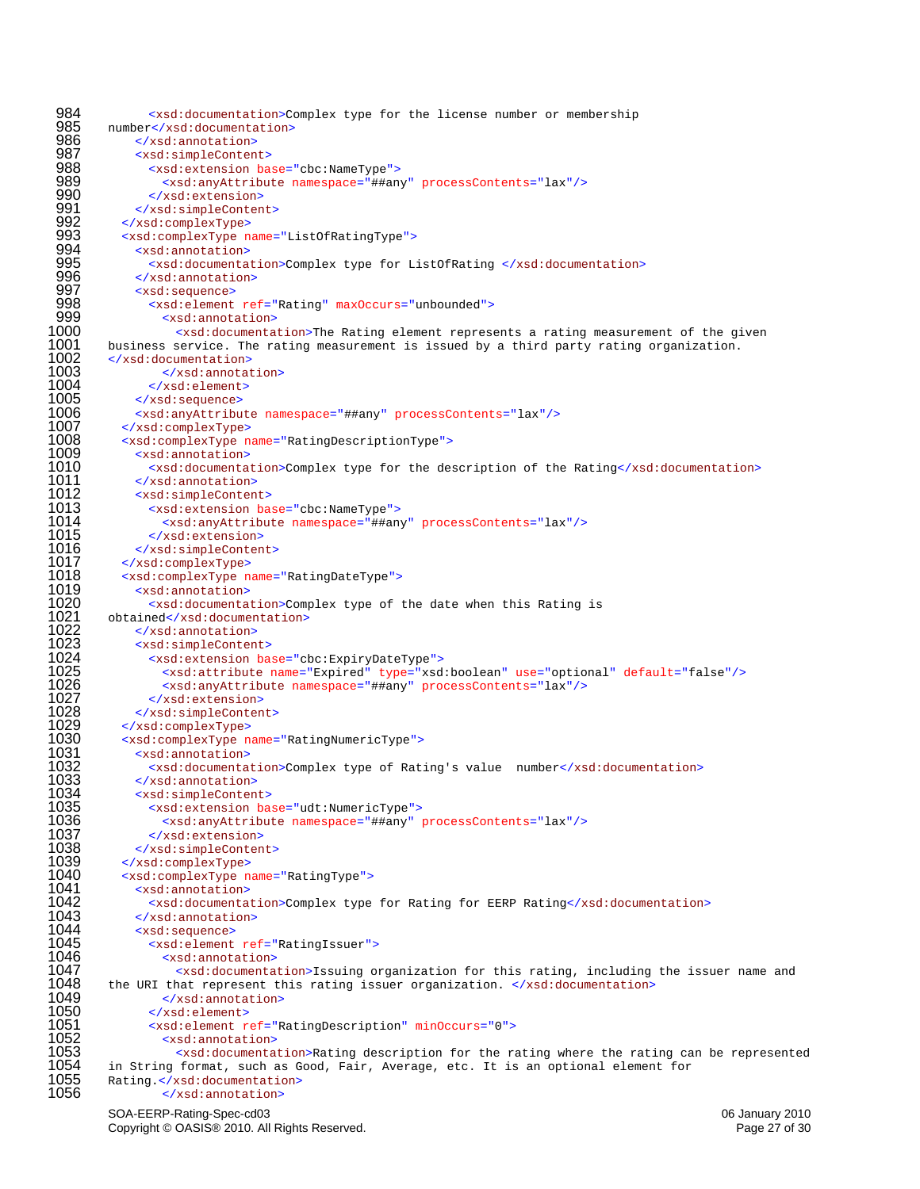```
984         <xsd:documentation>Complex type for the license number or membership
985   number</xsd:documentation>
986       </xsd:annotation>
987       <xsd:simpleContent>
988         <xsd:extension base="cbc:NameType">
989           <xsd:anyAttribute namespace="##any" processContents="lax"/>
990         </xsd:extension>
991       </xsd:simpleContent>
992     </xsd:complexType>
993     <xsd:complexType name="ListOfRatingType">
994       <xsd:annotation>
995         <xsd:documentation>Complex type for ListOfRating </xsd:documentation>
996       </xsd:annotation>
997       <xsd:sequence>
998         <xsd:element ref="Rating" maxOccurs="unbounded">
999           <xsd:annotation>
1000            <xsd:documentation>The Rating element represents a rating measurement of the given
1001  business service. The rating measurement is issued by a third party rating organization.
1002  </xsd:documentation>
1003          </xsd:annotation>
1004        </xsd:element>
1005      </xsd:sequence>
1006      <xsd:anyAttribute namespace="##any" processContents="lax"/>
1007    </xsd:complexType>
1008    <xsd:complexType name="RatingDescriptionType">
1009      <xsd:annotation>
1010        <xsd:documentation>Complex type for the description of the Rating</xsd:documentation>
1011      </xsd:annotation>
1012      <xsd:simpleContent>
1013        <xsd:extension base="cbc:NameType">
1014          <xsd:anyAttribute namespace="##any" processContents="lax"/>
1015        </xsd:extension>
1016      </xsd:simpleContent>
1017    </xsd:complexType>
1018    <xsd:complexType name="RatingDateType">
1019      <xsd:annotation>
1020        <xsd:documentation>Complex type of the date when this Rating is
1021  obtained</xsd:documentation>
1022      </xsd:annotation>
1023      <xsd:simpleContent>
1024        <xsd:extension base="cbc:ExpiryDateType">
1025          <xsd:attribute name="Expired" type="xsd:boolean" use="optional" default="false"/>
1026          <xsd:anyAttribute namespace="##any" processContents="lax"/>
1027        </xsd:extension>
1028      </xsd:simpleContent>
1029    </xsd:complexType>
1030    <xsd:complexType name="RatingNumericType">
1031      <xsd:annotation>
1032        <xsd:documentation>Complex type of Rating's value  number</xsd:documentation>
1033      </xsd:annotation>
1034      <xsd:simpleContent>
1035        <xsd:extension base="udt:NumericType">
1036          <xsd:anyAttribute namespace="##any" processContents="lax"/>
1037        </xsd:extension>
1038      </xsd:simpleContent>
1039    </xsd:complexType>
1040    <xsd:complexType name="RatingType">
1041      <xsd:annotation>
1042        <xsd:documentation>Complex type for Rating for EERP Rating</xsd:documentation>
1043      </xsd:annotation>
1044      <xsd:sequence>
1045        <xsd:element ref="RatingIssuer">
1046          <xsd:annotation>
1047            <xsd:documentation>Issuing organization for this rating, including the issuer name and
1048  the URI that represent this rating issuer organization. </xsd:documentation>
1049          </xsd:annotation>
1050        </xsd:element>
1051        <xsd:element ref="RatingDescription" minOccurs="0">
1052          <xsd:annotation>
1053            <xsd:documentation>Rating description for the rating where the rating can be represented
1054  in String format, such as Good, Fair, Average, etc. It is an optional element for
1055  Rating.</xsd:documentation>
1056          </xsd:annotation>
```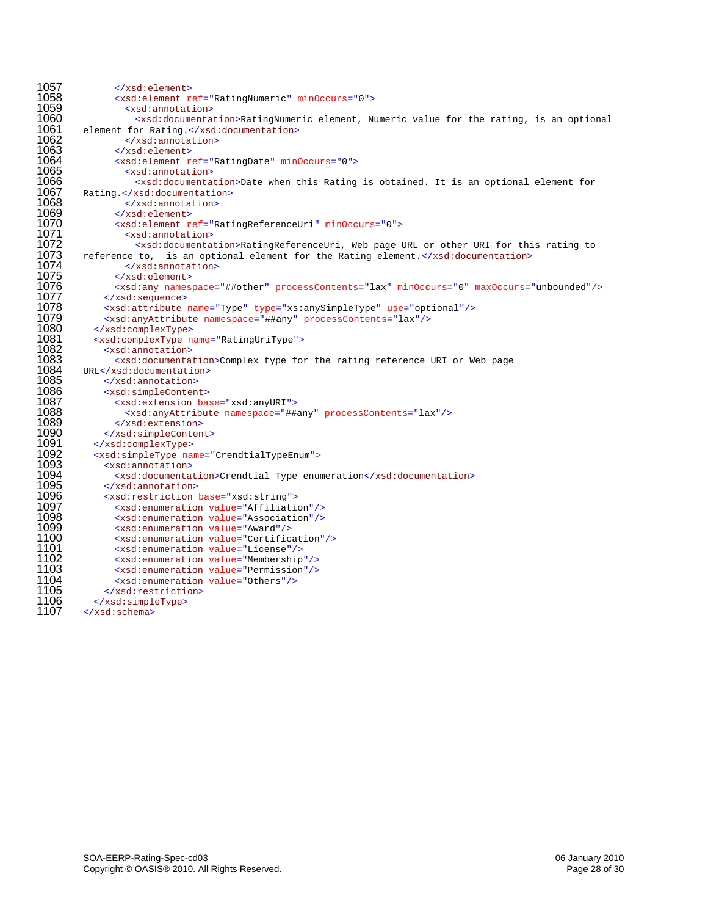```
1057          </xsd:element>
1058          <xsd:element ref="RatingNumeric" minOccurs="0">
1059            <xsd:annotation>
1060              <xsd:documentation>RatingNumeric element, Numeric value for the rating, is an optional
1061    element for Rating.</xsd:documentation>
1062            </xsd:annotation>
1063          </xsd:element>
1064          <xsd:element ref="RatingDate" minOccurs="0">
1065            <xsd:annotation>
1066              <xsd:documentation>Date when this Rating is obtained. It is an optional element for
1067    Rating.</xsd:documentation>
1068            </xsd:annotation>
1069          </xsd:element>
1070          <xsd:element ref="RatingReferenceUri" minOccurs="0">
1071            <xsd:annotation>
1072              <xsd:documentation>RatingReferenceUri, Web page URL or other URI for this rating to
1073    reference to,  is an optional element for the Rating element.</xsd:documentation>
1074            </xsd:annotation>
1075          </xsd:element>
1076          <xsd:any namespace="##other" processContents="lax" minOccurs="0" maxOccurs="unbounded"/>
1077        </xsd:sequence>
1078        <xsd:attribute name="Type" type="xs:anySimpleType" use="optional"/>
1079        <xsd:anyAttribute namespace="##any" processContents="lax"/>
1080      </xsd:complexType>
1081      <xsd:complexType name="RatingUriType">
1082        <xsd:annotation>
1083          <xsd:documentation>Complex type for the rating reference URI or Web page
1084    URL</xsd:documentation>
1085        </xsd:annotation>
1086        <xsd:simpleContent>
1087          <xsd:extension base="xsd:anyURI">
1088            <xsd:anyAttribute namespace="##any" processContents="lax"/>
1089          </xsd:extension>
1090        </xsd:simpleContent>
1091      </xsd:complexType>
1092      <xsd:simpleType name="CrendtialTypeEnum">
1093        <xsd:annotation>
1094          <xsd:documentation>Crendtial Type enumeration</xsd:documentation>
1095        </xsd:annotation>
1096        <xsd:restriction base="xsd:string">
1097          <xsd:enumeration value="Affiliation"/>
1098          <xsd:enumeration value="Association"/>
1099          <xsd:enumeration value="Award"/>
1100          <xsd:enumeration value="Certification"/>
1101          <xsd:enumeration value="License"/>
1102          <xsd:enumeration value="Membership"/>
1103          <xsd:enumeration value="Permission"/>
1104          <xsd:enumeration value="Others"/>
1105        </xsd:restriction>
1106      </xsd:simpleType>
1107    </xsd:schema>
```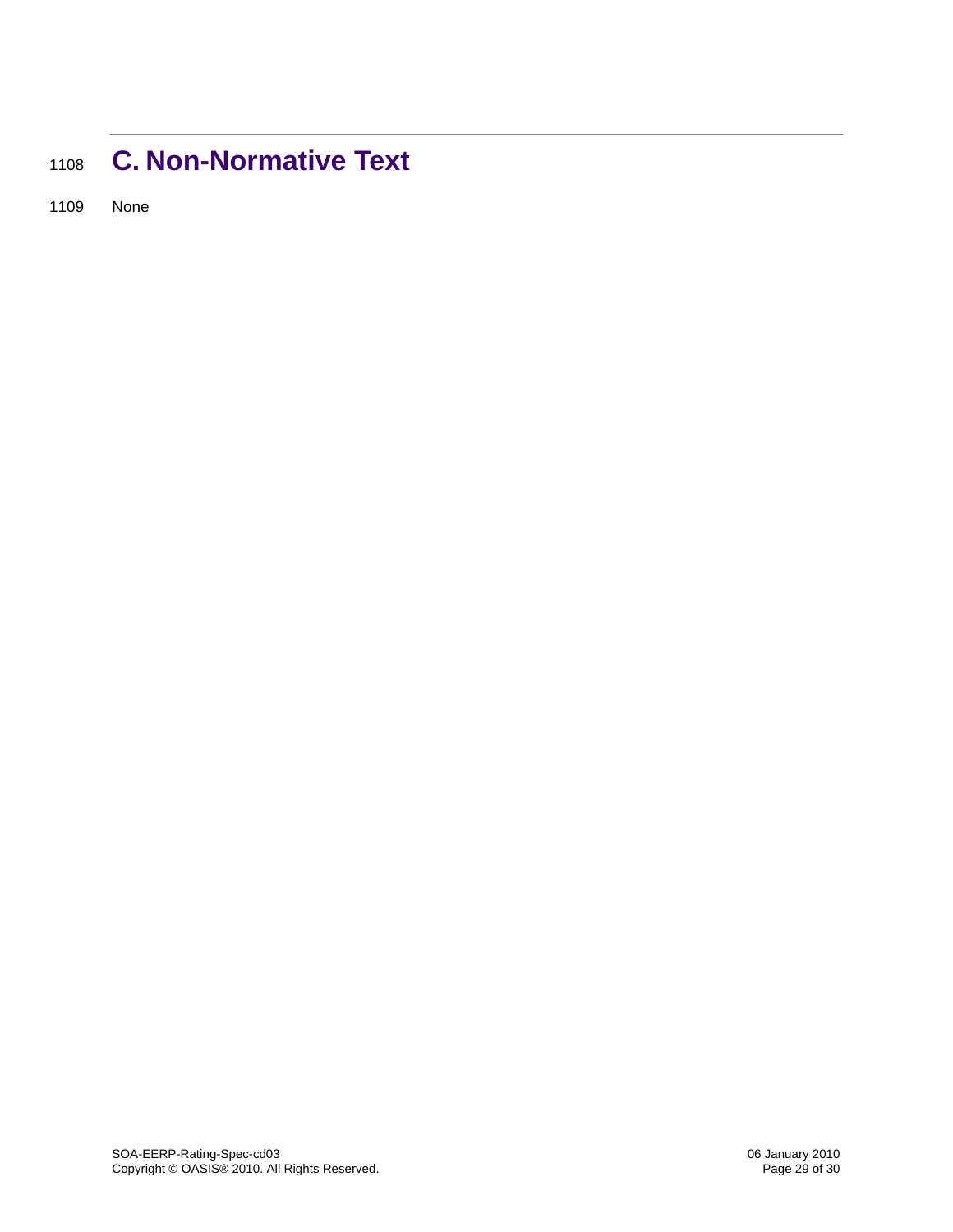# C. Non-Normative Text

None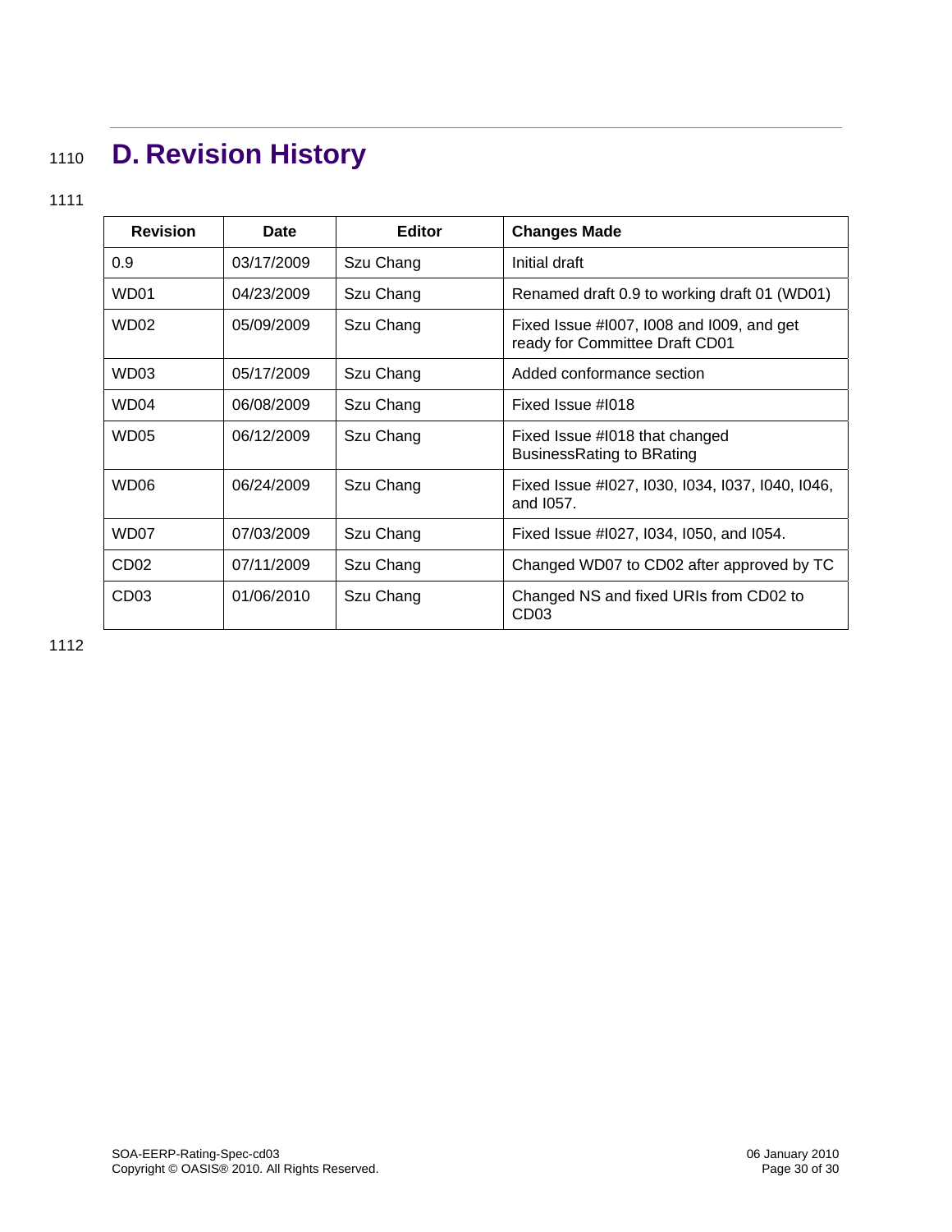# D. Revision History

| Revision | Date | Editor | Changes Made |
|---|---|---|---|
| 0.9 | 03/17/2009 | Szu Chang | Initial draft |
| WD01 | 04/23/2009 | Szu Chang | Renamed draft 0.9 to working draft 01 (WD01) |
| WD02 | 05/09/2009 | Szu Chang | Fixed Issue #I007, I008 and I009, and get ready for Committee Draft CD01 |
| WD03 | 05/17/2009 | Szu Chang | Added conformance section |
| WD04 | 06/08/2009 | Szu Chang | Fixed Issue #I018 |
| WD05 | 06/12/2009 | Szu Chang | Fixed Issue #I018 that changed BusinessRating to BRating |
| WD06 | 06/24/2009 | Szu Chang | Fixed Issue #I027, I030, I034, I037, I040, I046, and I057. |
| WD07 | 07/03/2009 | Szu Chang | Fixed Issue #I027, I034, I050, and I054. |
| CD02 | 07/11/2009 | Szu Chang | Changed WD07 to CD02 after approved by TC |
| CD03 | 01/06/2010 | Szu Chang | Changed NS and fixed URIs from CD02 to CD03 |